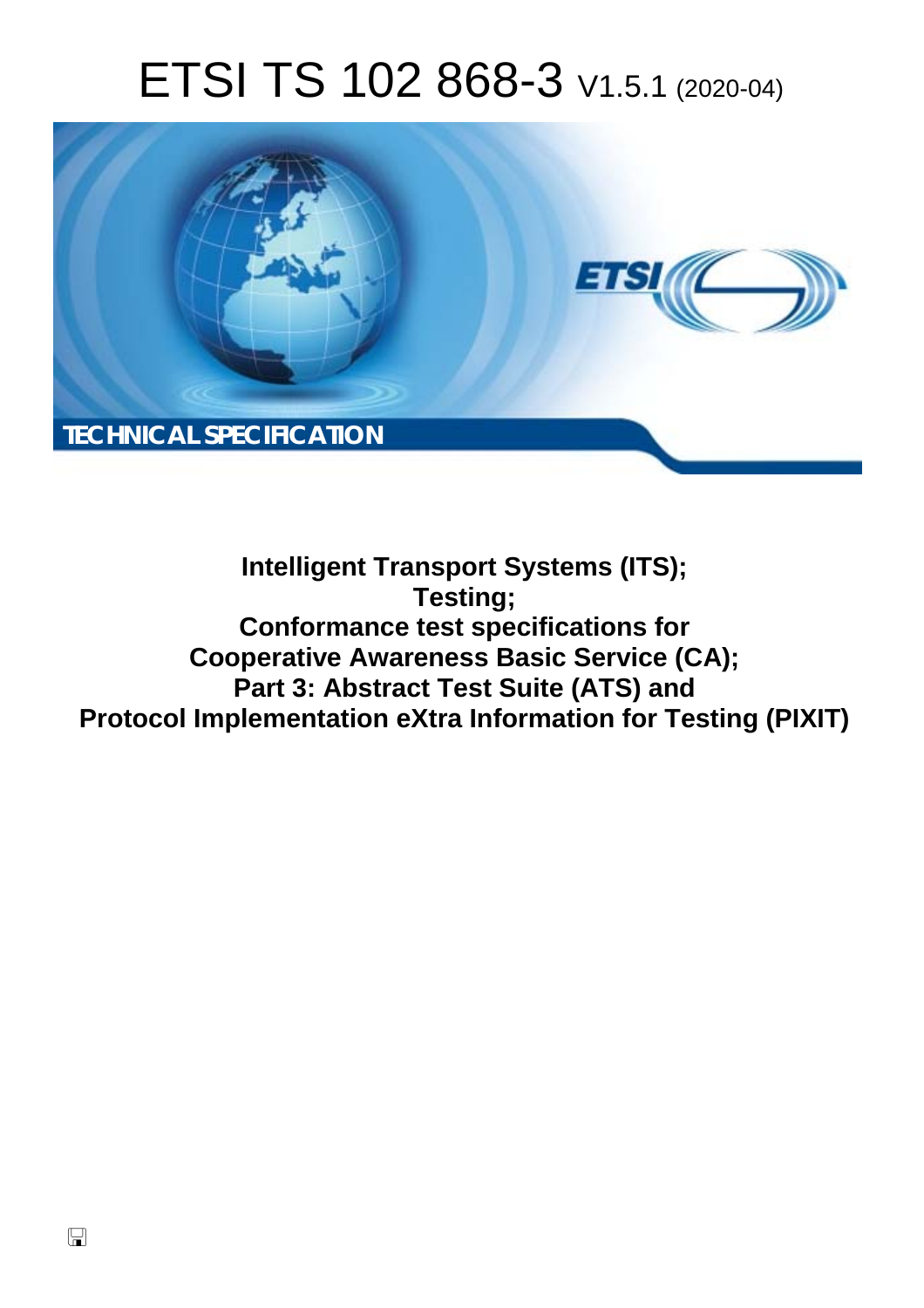# ETSI TS 102 868-3 V1.5.1 (2020-04)

TECHNICAL SPECIFICATION

**Intelligent Transport Systems (ITS);**
**Testing;**
**Conformance test specifications for**
**Cooperative Awareness Basic Service (CA);**
**Part 3: Abstract Test Suite (ATS) and**
**Protocol Implementation eXtra Information for Testing (PIXIT)**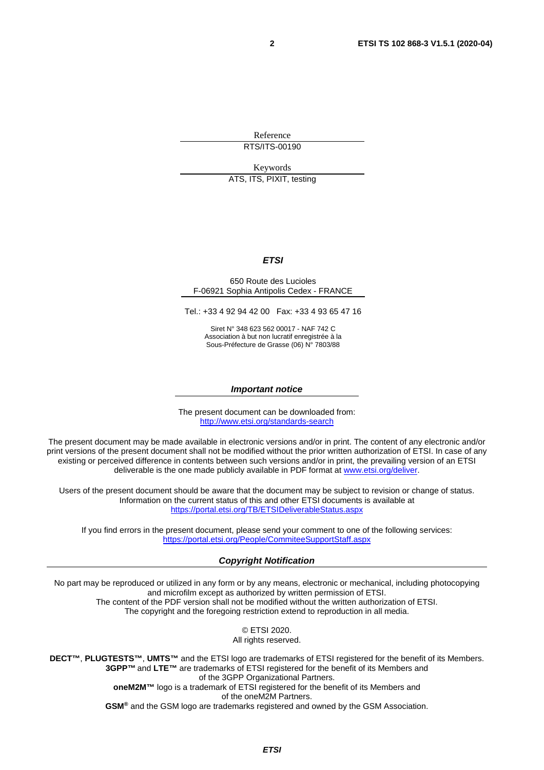Reference

RTS/ITS-00190

Keywords

ATS, ITS, PIXIT, testing

***ETSI***

650 Route des Lucioles
F-06921 Sophia Antipolis Cedex - FRANCE

Tel.: +33 4 92 94 42 00 Fax: +33 4 93 65 47 16

Siret N° 348 623 562 00017 - NAF 742 C
Association à but non lucratif enregistrée à la
Sous-Préfecture de Grasse (06) N° 7803/88

***Important notice***

The present document can be downloaded from:
http://www.etsi.org/standards-search

The present document may be made available in electronic versions and/or in print. The content of any electronic and/or print versions of the present document shall not be modified without the prior written authorization of ETSI. In case of any existing or perceived difference in contents between such versions and/or in print, the prevailing version of an ETSI deliverable is the one made publicly available in PDF format at www.etsi.org/deliver.

Users of the present document should be aware that the document may be subject to revision or change of status. Information on the current status of this and other ETSI documents is available at
https://portal.etsi.org/TB/ETSIDeliverableStatus.aspx

If you find errors in the present document, please send your comment to one of the following services:
https://portal.etsi.org/People/CommiteeSupportStaff.aspx

***Copyright Notification***

No part may be reproduced or utilized in any form or by any means, electronic or mechanical, including photocopying and microfilm except as authorized by written permission of ETSI.
The content of the PDF version shall not be modified without the written authorization of ETSI.
The copyright and the foregoing restriction extend to reproduction in all media.

© ETSI 2020.
All rights reserved.

**DECT™**, **PLUGTESTS™**, **UMTS™** and the ETSI logo are trademarks of ETSI registered for the benefit of its Members.
**3GPP™** and **LTE™** are trademarks of ETSI registered for the benefit of its Members and of the 3GPP Organizational Partners.
**oneM2M™** logo is a trademark of ETSI registered for the benefit of its Members and of the oneM2M Partners.
**GSM**® and the GSM logo are trademarks registered and owned by the GSM Association.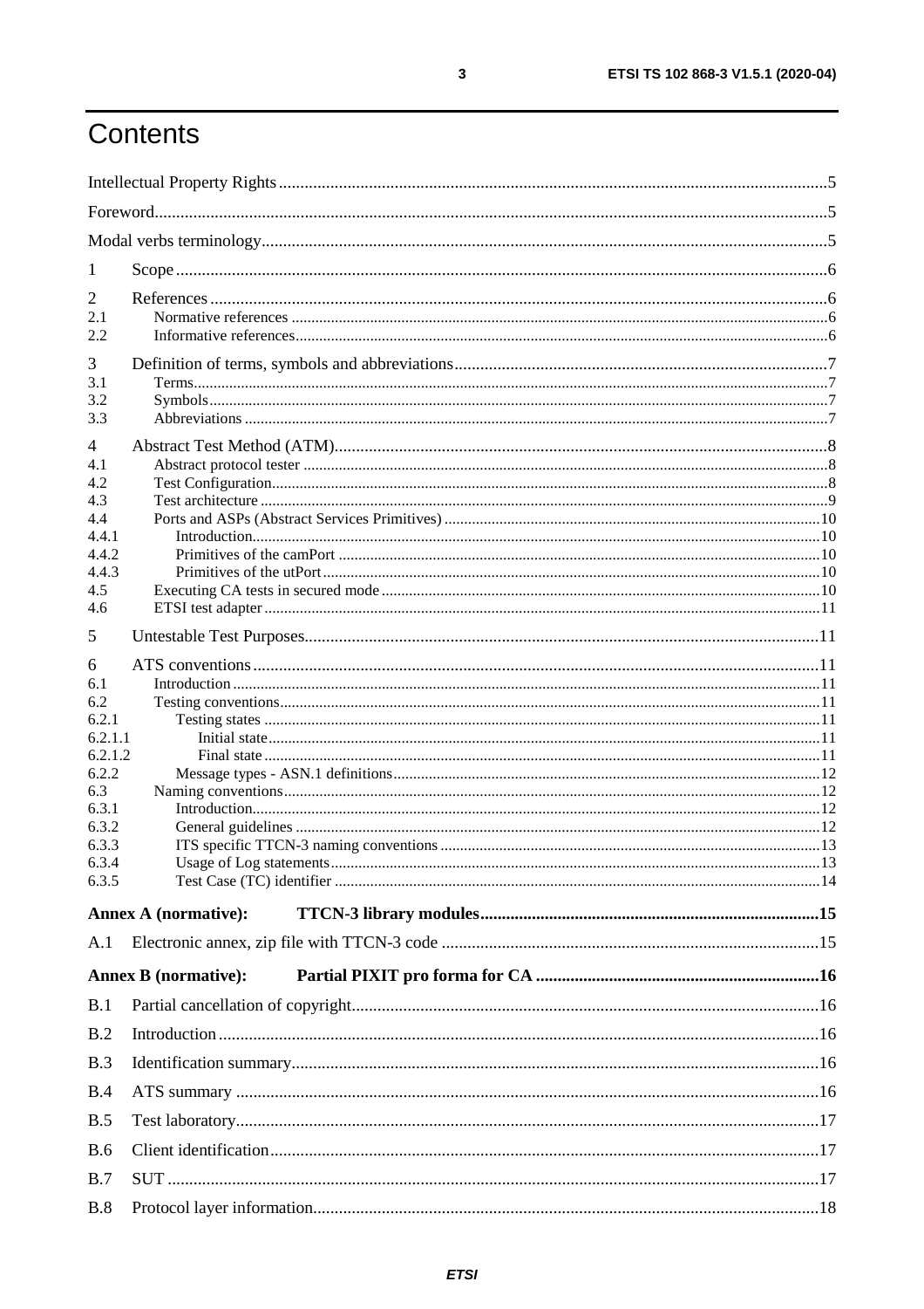# Contents

Intellectual Property Rights ..... 5
Foreword ..... 5
Modal verbs terminology ..... 5

1 Scope ..... 6

2 References ..... 6
2.1 Normative references ..... 6
2.2 Informative references ..... 6

3 Definition of terms, symbols and abbreviations ..... 7
3.1 Terms ..... 7
3.2 Symbols ..... 7
3.3 Abbreviations ..... 7

4 Abstract Test Method (ATM) ..... 8
4.1 Abstract protocol tester ..... 8
4.2 Test Configuration ..... 8
4.3 Test architecture ..... 9
4.4 Ports and ASPs (Abstract Services Primitives) ..... 10
4.4.1 Introduction ..... 10
4.4.2 Primitives of the camPort ..... 10
4.4.3 Primitives of the utPort ..... 10
4.5 Executing CA tests in secured mode ..... 10
4.6 ETSI test adapter ..... 11

5 Untestable Test Purposes ..... 11

6 ATS conventions ..... 11
6.1 Introduction ..... 11
6.2 Testing conventions ..... 11
6.2.1 Testing states ..... 11
6.2.1.1 Initial state ..... 11
6.2.1.2 Final state ..... 11
6.2.2 Message types - ASN.1 definitions ..... 12
6.3 Naming conventions ..... 12
6.3.1 Introduction ..... 12
6.3.2 General guidelines ..... 12
6.3.3 ITS specific TTCN-3 naming conventions ..... 13
6.3.4 Usage of Log statements ..... 13
6.3.5 Test Case (TC) identifier ..... 14

**Annex A (normative): TTCN-3 library modules ..... 15**

A.1 Electronic annex, zip file with TTCN-3 code ..... 15

**Annex B (normative): Partial PIXIT pro forma for CA ..... 16**

B.1 Partial cancellation of copyright ..... 16
B.2 Introduction ..... 16
B.3 Identification summary ..... 16
B.4 ATS summary ..... 16
B.5 Test laboratory ..... 17
B.6 Client identification ..... 17
B.7 SUT ..... 17
B.8 Protocol layer information ..... 18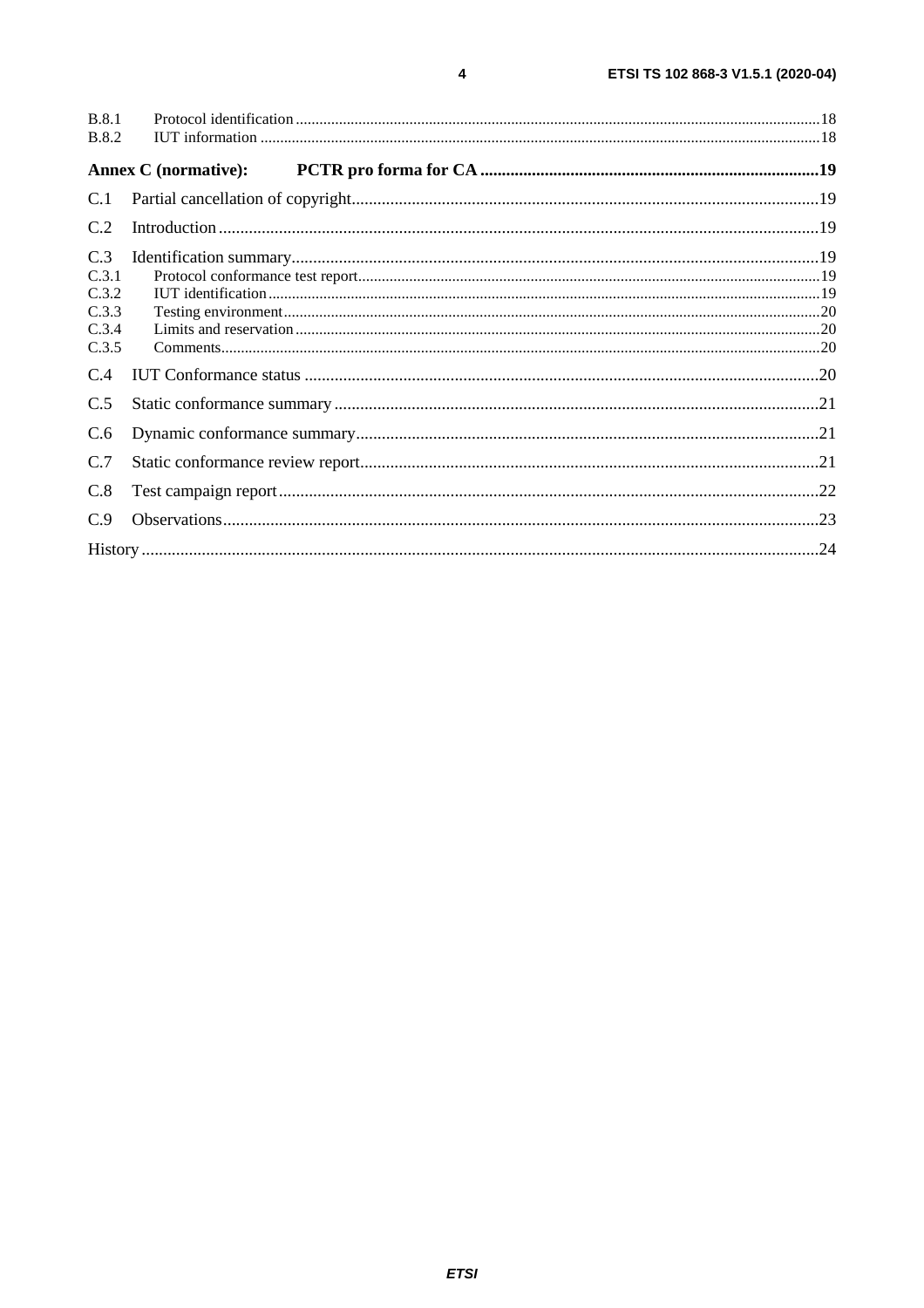B.8.1 Protocol identification .......... 18
B.8.2 IUT information .......... 18

**Annex C (normative): PCTR pro forma for CA .......... 19**

C.1 Partial cancellation of copyright .......... 19

C.2 Introduction .......... 19

C.3 Identification summary .......... 19
C.3.1 Protocol conformance test report .......... 19
C.3.2 IUT identification .......... 19
C.3.3 Testing environment .......... 20
C.3.4 Limits and reservation .......... 20
C.3.5 Comments .......... 20

C.4 IUT Conformance status .......... 20

C.5 Static conformance summary .......... 21

C.6 Dynamic conformance summary .......... 21

C.7 Static conformance review report .......... 21

C.8 Test campaign report .......... 22

C.9 Observations .......... 23

History .......... 24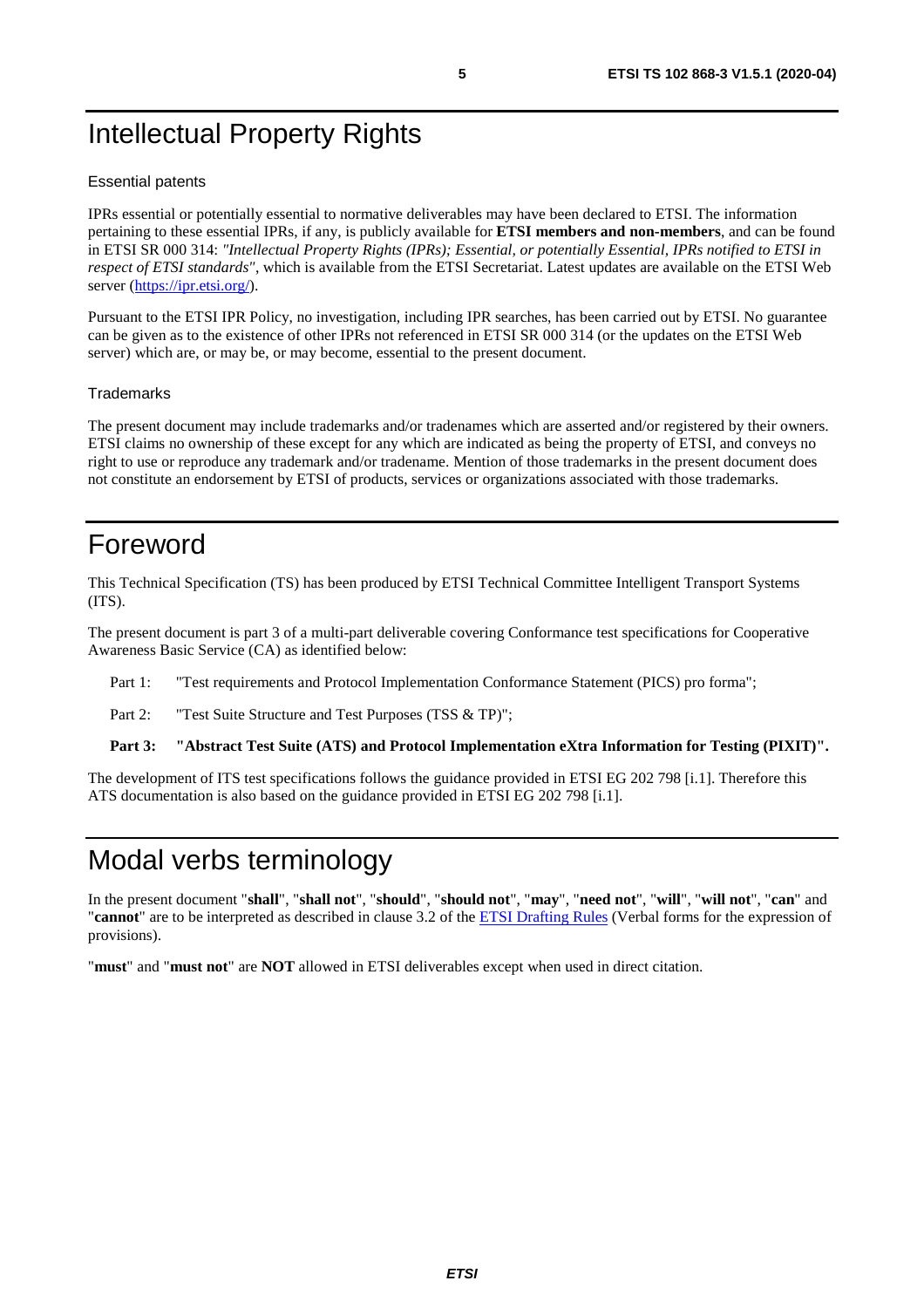# Intellectual Property Rights

## Essential patents

IPRs essential or potentially essential to normative deliverables may have been declared to ETSI. The information pertaining to these essential IPRs, if any, is publicly available for **ETSI members and non-members**, and can be found in ETSI SR 000 314: *"Intellectual Property Rights (IPRs); Essential, or potentially Essential, IPRs notified to ETSI in respect of ETSI standards"*, which is available from the ETSI Secretariat. Latest updates are available on the ETSI Web server (https://ipr.etsi.org/).

Pursuant to the ETSI IPR Policy, no investigation, including IPR searches, has been carried out by ETSI. No guarantee can be given as to the existence of other IPRs not referenced in ETSI SR 000 314 (or the updates on the ETSI Web server) which are, or may be, or may become, essential to the present document.

## Trademarks

The present document may include trademarks and/or tradenames which are asserted and/or registered by their owners. ETSI claims no ownership of these except for any which are indicated as being the property of ETSI, and conveys no right to use or reproduce any trademark and/or tradename. Mention of those trademarks in the present document does not constitute an endorsement by ETSI of products, services or organizations associated with those trademarks.

# Foreword

This Technical Specification (TS) has been produced by ETSI Technical Committee Intelligent Transport Systems (ITS).

The present document is part 3 of a multi-part deliverable covering Conformance test specifications for Cooperative Awareness Basic Service (CA) as identified below:

Part 1: "Test requirements and Protocol Implementation Conformance Statement (PICS) pro forma";

Part 2: "Test Suite Structure and Test Purposes (TSS & TP)";

**Part 3: "Abstract Test Suite (ATS) and Protocol Implementation eXtra Information for Testing (PIXIT)".**

The development of ITS test specifications follows the guidance provided in ETSI EG 202 798 [i.1]. Therefore this ATS documentation is also based on the guidance provided in ETSI EG 202 798 [i.1].

# Modal verbs terminology

In the present document "**shall**", "**shall not**", "**should**", "**should not**", "**may**", "**need not**", "**will**", "**will not**", "**can**" and "**cannot**" are to be interpreted as described in clause 3.2 of the ETSI Drafting Rules (Verbal forms for the expression of provisions).

"**must**" and "**must not**" are **NOT** allowed in ETSI deliverables except when used in direct citation.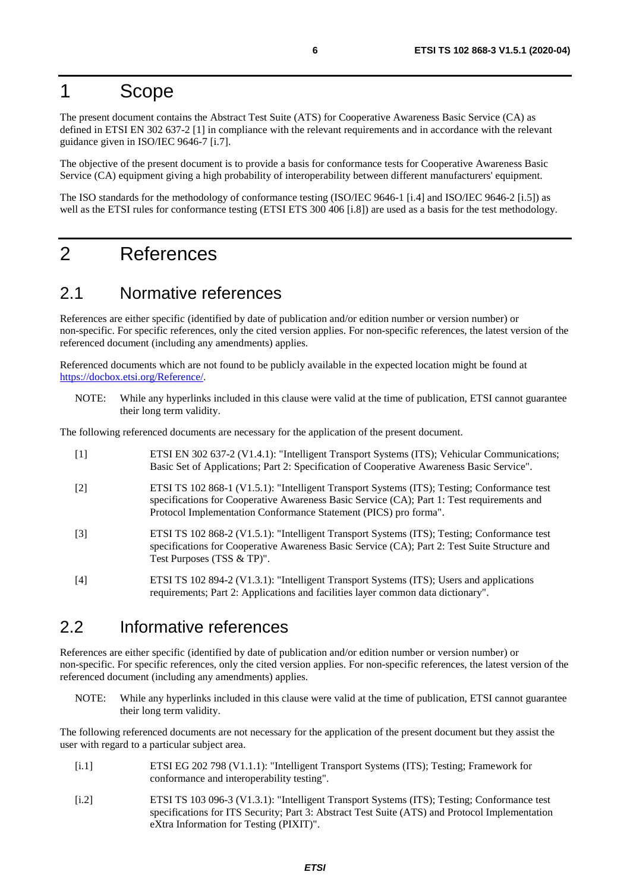# 1 Scope

The present document contains the Abstract Test Suite (ATS) for Cooperative Awareness Basic Service (CA) as defined in ETSI EN 302 637-2 [1] in compliance with the relevant requirements and in accordance with the relevant guidance given in ISO/IEC 9646-7 [i.7].

The objective of the present document is to provide a basis for conformance tests for Cooperative Awareness Basic Service (CA) equipment giving a high probability of interoperability between different manufacturers' equipment.

The ISO standards for the methodology of conformance testing (ISO/IEC 9646-1 [i.4] and ISO/IEC 9646-2 [i.5]) as well as the ETSI rules for conformance testing (ETSI ETS 300 406 [i.8]) are used as a basis for the test methodology.

# 2 References

## 2.1 Normative references

References are either specific (identified by date of publication and/or edition number or version number) or non-specific. For specific references, only the cited version applies. For non-specific references, the latest version of the referenced document (including any amendments) applies.

Referenced documents which are not found to be publicly available in the expected location might be found at https://docbox.etsi.org/Reference/.

NOTE: While any hyperlinks included in this clause were valid at the time of publication, ETSI cannot guarantee their long term validity.

The following referenced documents are necessary for the application of the present document.

[1] ETSI EN 302 637-2 (V1.4.1): "Intelligent Transport Systems (ITS); Vehicular Communications; Basic Set of Applications; Part 2: Specification of Cooperative Awareness Basic Service".

[2] ETSI TS 102 868-1 (V1.5.1): "Intelligent Transport Systems (ITS); Testing; Conformance test specifications for Cooperative Awareness Basic Service (CA); Part 1: Test requirements and Protocol Implementation Conformance Statement (PICS) pro forma".

[3] ETSI TS 102 868-2 (V1.5.1): "Intelligent Transport Systems (ITS); Testing; Conformance test specifications for Cooperative Awareness Basic Service (CA); Part 2: Test Suite Structure and Test Purposes (TSS & TP)".

[4] ETSI TS 102 894-2 (V1.3.1): "Intelligent Transport Systems (ITS); Users and applications requirements; Part 2: Applications and facilities layer common data dictionary".

## 2.2 Informative references

References are either specific (identified by date of publication and/or edition number or version number) or non-specific. For specific references, only the cited version applies. For non-specific references, the latest version of the referenced document (including any amendments) applies.

NOTE: While any hyperlinks included in this clause were valid at the time of publication, ETSI cannot guarantee their long term validity.

The following referenced documents are not necessary for the application of the present document but they assist the user with regard to a particular subject area.

[i.1] ETSI EG 202 798 (V1.1.1): "Intelligent Transport Systems (ITS); Testing; Framework for conformance and interoperability testing".

[i.2] ETSI TS 103 096-3 (V1.3.1): "Intelligent Transport Systems (ITS); Testing; Conformance test specifications for ITS Security; Part 3: Abstract Test Suite (ATS) and Protocol Implementation eXtra Information for Testing (PIXIT)".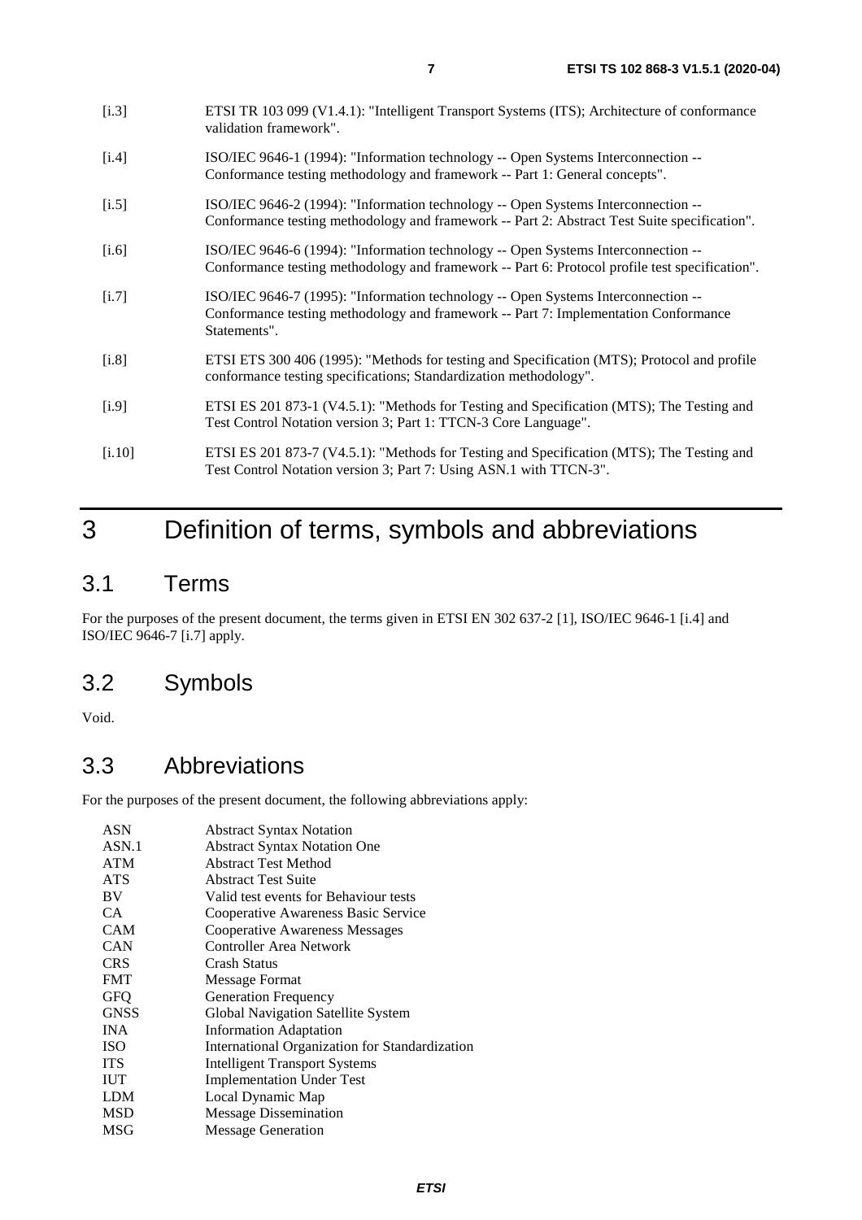[i.3] ETSI TR 103 099 (V1.4.1): "Intelligent Transport Systems (ITS); Architecture of conformance validation framework".

[i.4] ISO/IEC 9646-1 (1994): "Information technology -- Open Systems Interconnection -- Conformance testing methodology and framework -- Part 1: General concepts".

[i.5] ISO/IEC 9646-2 (1994): "Information technology -- Open Systems Interconnection -- Conformance testing methodology and framework -- Part 2: Abstract Test Suite specification".

[i.6] ISO/IEC 9646-6 (1994): "Information technology -- Open Systems Interconnection -- Conformance testing methodology and framework -- Part 6: Protocol profile test specification".

[i.7] ISO/IEC 9646-7 (1995): "Information technology -- Open Systems Interconnection -- Conformance testing methodology and framework -- Part 7: Implementation Conformance Statements".

[i.8] ETSI ETS 300 406 (1995): "Methods for testing and Specification (MTS); Protocol and profile conformance testing specifications; Standardization methodology".

[i.9] ETSI ES 201 873-1 (V4.5.1): "Methods for Testing and Specification (MTS); The Testing and Test Control Notation version 3; Part 1: TTCN-3 Core Language".

[i.10] ETSI ES 201 873-7 (V4.5.1): "Methods for Testing and Specification (MTS); The Testing and Test Control Notation version 3; Part 7: Using ASN.1 with TTCN-3".

# 3 Definition of terms, symbols and abbreviations

## 3.1 Terms

For the purposes of the present document, the terms given in ETSI EN 302 637-2 [1], ISO/IEC 9646-1 [i.4] and ISO/IEC 9646-7 [i.7] apply.

## 3.2 Symbols

Void.

## 3.3 Abbreviations

For the purposes of the present document, the following abbreviations apply:

| | |
|---|---|
| ASN | Abstract Syntax Notation |
| ASN.1 | Abstract Syntax Notation One |
| ATM | Abstract Test Method |
| ATS | Abstract Test Suite |
| BV | Valid test events for Behaviour tests |
| CA | Cooperative Awareness Basic Service |
| CAM | Cooperative Awareness Messages |
| CAN | Controller Area Network |
| CRS | Crash Status |
| FMT | Message Format |
| GFQ | Generation Frequency |
| GNSS | Global Navigation Satellite System |
| INA | Information Adaptation |
| ISO | International Organization for Standardization |
| ITS | Intelligent Transport Systems |
| IUT | Implementation Under Test |
| LDM | Local Dynamic Map |
| MSD | Message Dissemination |
| MSG | Message Generation |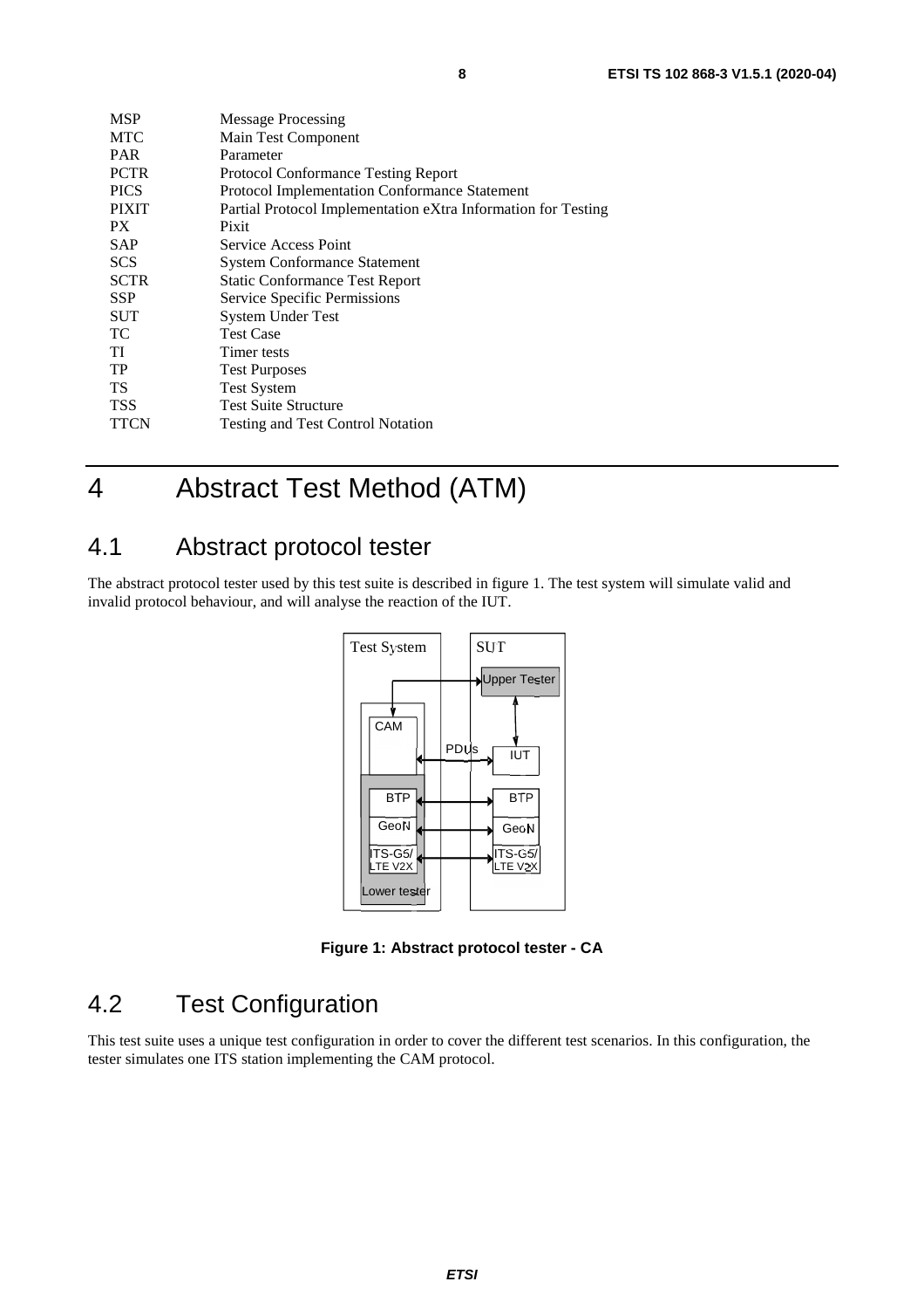| | |
|---|---|
| MSP | Message Processing |
| MTC | Main Test Component |
| PAR | Parameter |
| PCTR | Protocol Conformance Testing Report |
| PICS | Protocol Implementation Conformance Statement |
| PIXIT | Partial Protocol Implementation eXtra Information for Testing |
| PX | Pixit |
| SAP | Service Access Point |
| SCS | System Conformance Statement |
| SCTR | Static Conformance Test Report |
| SSP | Service Specific Permissions |
| SUT | System Under Test |
| TC | Test Case |
| TI | Timer tests |
| TP | Test Purposes |
| TS | Test System |
| TSS | Test Suite Structure |
| TTCN | Testing and Test Control Notation |

# 4 Abstract Test Method (ATM)

## 4.1 Abstract protocol tester

The abstract protocol tester used by this test suite is described in figure 1. The test system will simulate valid and invalid protocol behaviour, and will analyse the reaction of the IUT.

**Figure 1: Abstract protocol tester - CA**

## 4.2 Test Configuration

This test suite uses a unique test configuration in order to cover the different test scenarios. In this configuration, the tester simulates one ITS station implementing the CAM protocol.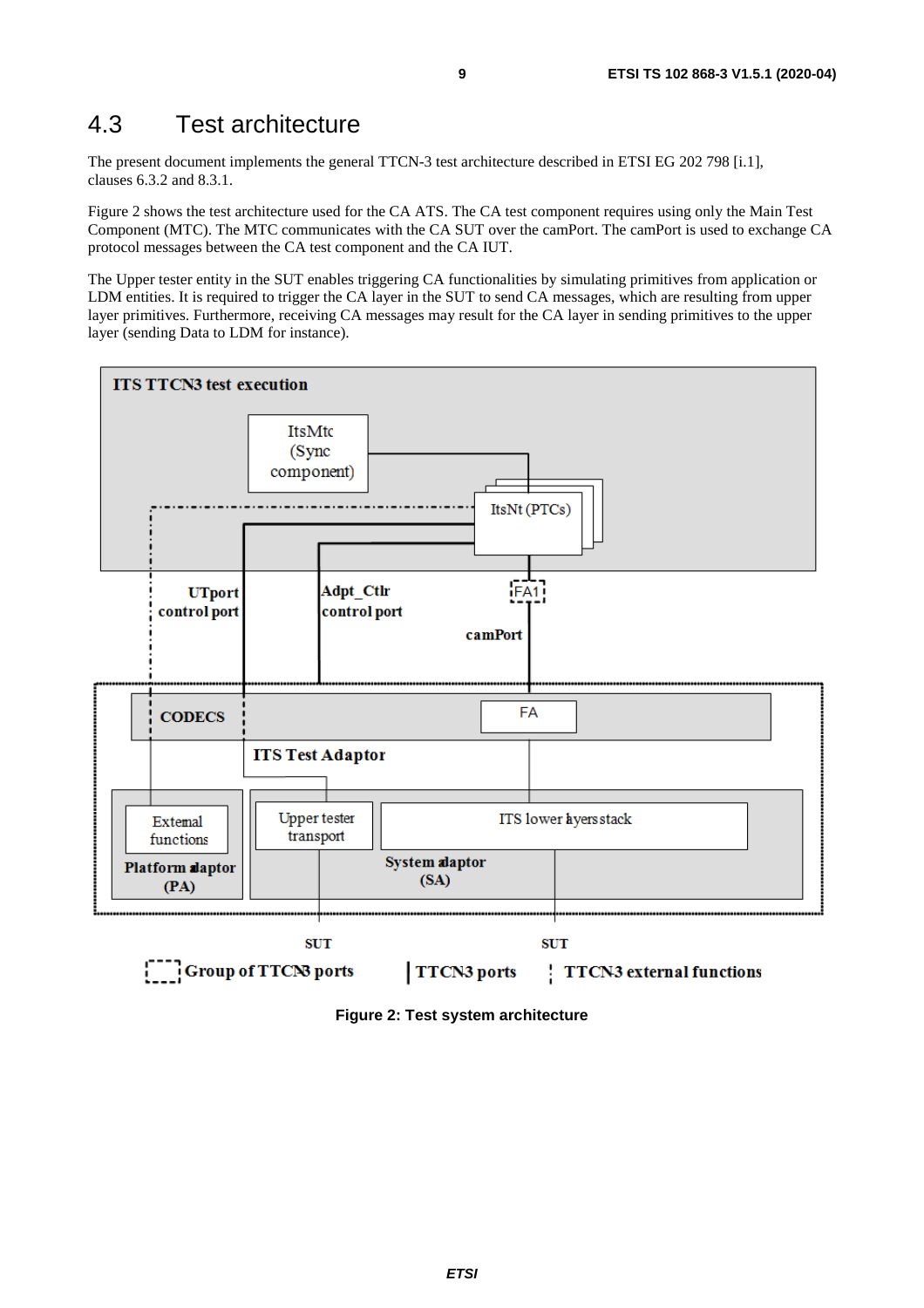## 4.3 Test architecture

The present document implements the general TTCN-3 test architecture described in ETSI EG 202 798 [i.1], clauses 6.3.2 and 8.3.1.

Figure 2 shows the test architecture used for the CA ATS. The CA test component requires using only the Main Test Component (MTC). The MTC communicates with the CA SUT over the camPort. The camPort is used to exchange CA protocol messages between the CA test component and the CA IUT.

The Upper tester entity in the SUT enables triggering CA functionalities by simulating primitives from application or LDM entities. It is required to trigger the CA layer in the SUT to send CA messages, which are resulting from upper layer primitives. Furthermore, receiving CA messages may result for the CA layer in sending primitives to the upper layer (sending Data to LDM for instance).

**Figure 2: Test system architecture**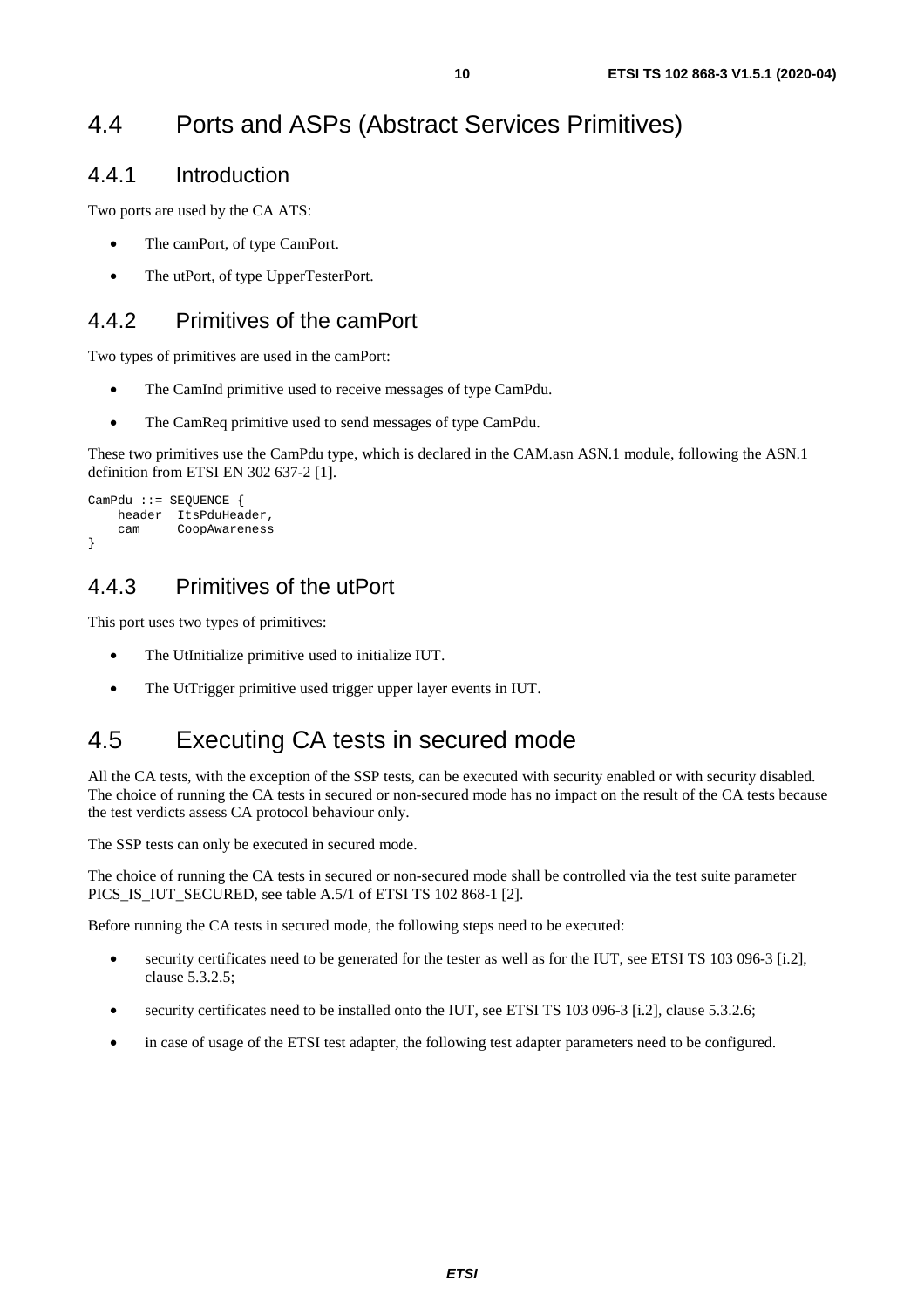# 4.4 Ports and ASPs (Abstract Services Primitives)

## 4.4.1 Introduction

Two ports are used by the CA ATS:

- The camPort, of type CamPort.
- The utPort, of type UpperTesterPort.

## 4.4.2 Primitives of the camPort

Two types of primitives are used in the camPort:

- The CamInd primitive used to receive messages of type CamPdu.
- The CamReq primitive used to send messages of type CamPdu.

These two primitives use the CamPdu type, which is declared in the CAM.asn ASN.1 module, following the ASN.1 definition from ETSI EN 302 637-2 [1].

```
CamPdu ::= SEQUENCE {
    header  ItsPduHeader,
    cam     CoopAwareness
}
```

## 4.4.3 Primitives of the utPort

This port uses two types of primitives:

- The UtInitialize primitive used to initialize IUT.
- The UtTrigger primitive used trigger upper layer events in IUT.

# 4.5 Executing CA tests in secured mode

All the CA tests, with the exception of the SSP tests, can be executed with security enabled or with security disabled. The choice of running the CA tests in secured or non-secured mode has no impact on the result of the CA tests because the test verdicts assess CA protocol behaviour only.

The SSP tests can only be executed in secured mode.

The choice of running the CA tests in secured or non-secured mode shall be controlled via the test suite parameter PICS_IS_IUT_SECURED, see table A.5/1 of ETSI TS 102 868-1 [2].

Before running the CA tests in secured mode, the following steps need to be executed:

- security certificates need to be generated for the tester as well as for the IUT, see ETSI TS 103 096-3 [i.2], clause 5.3.2.5;
- security certificates need to be installed onto the IUT, see ETSI TS 103 096-3 [i.2], clause 5.3.2.6;
- in case of usage of the ETSI test adapter, the following test adapter parameters need to be configured.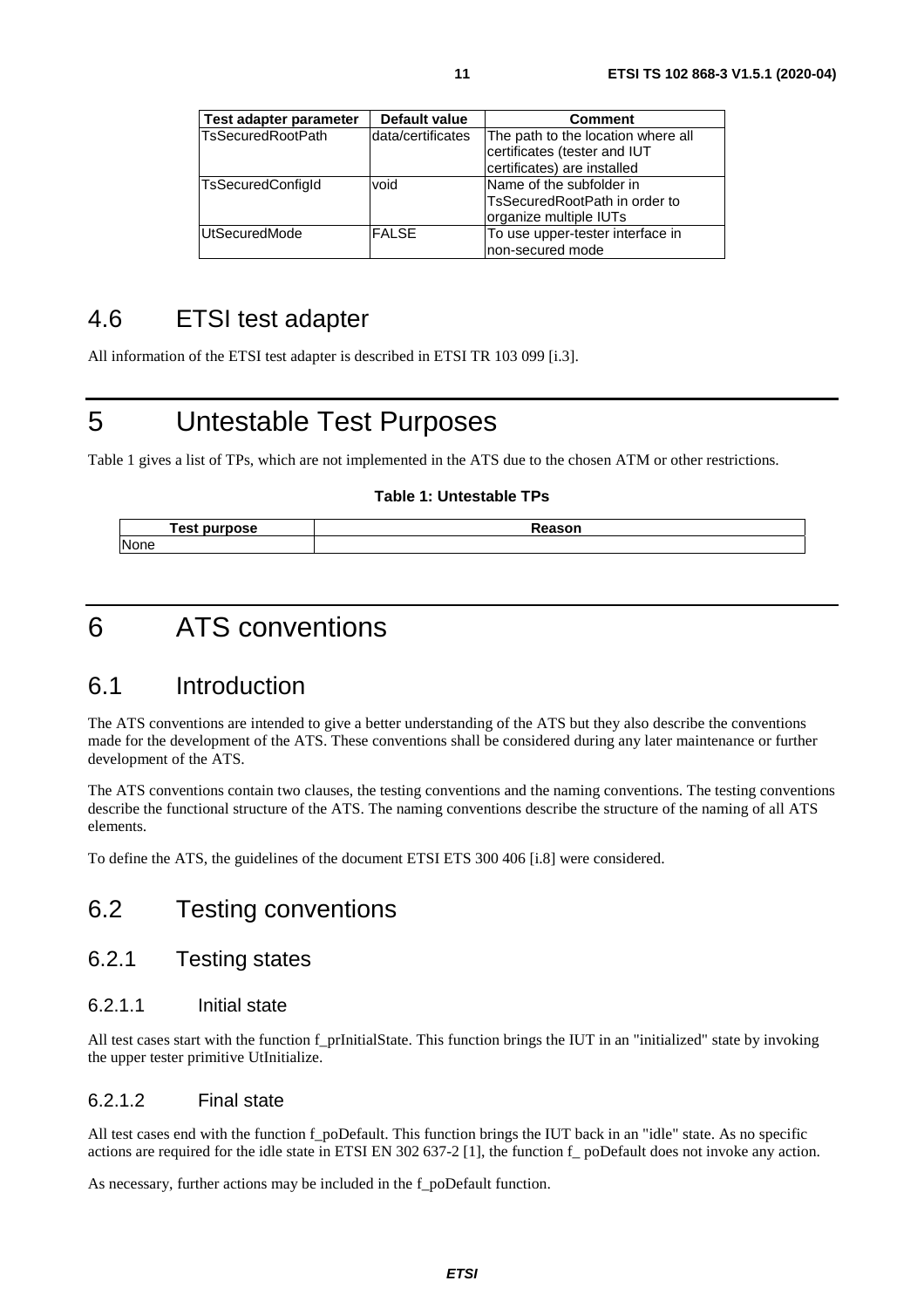| Test adapter parameter | Default value | Comment |
| --- | --- | --- |
| TsSecuredRootPath | data/certificates | The path to the location where all certificates (tester and IUT certificates) are installed |
| TsSecuredConfigId | void | Name of the subfolder in TsSecuredRootPath in order to organize multiple IUTs |
| UtSecuredMode | FALSE | To use upper-tester interface in non-secured mode |

## 4.6 ETSI test adapter

All information of the ETSI test adapter is described in ETSI TR 103 099 [i.3].

# 5 Untestable Test Purposes

Table 1 gives a list of TPs, which are not implemented in the ATS due to the chosen ATM or other restrictions.

**Table 1: Untestable TPs**

| Test purpose | Reason |
| --- | --- |
| None | |

# 6 ATS conventions

## 6.1 Introduction

The ATS conventions are intended to give a better understanding of the ATS but they also describe the conventions made for the development of the ATS. These conventions shall be considered during any later maintenance or further development of the ATS.

The ATS conventions contain two clauses, the testing conventions and the naming conventions. The testing conventions describe the functional structure of the ATS. The naming conventions describe the structure of the naming of all ATS elements.

To define the ATS, the guidelines of the document ETSI ETS 300 406 [i.8] were considered.

## 6.2 Testing conventions

### 6.2.1 Testing states

#### 6.2.1.1 Initial state

All test cases start with the function f_prInitialState. This function brings the IUT in an "initialized" state by invoking the upper tester primitive UtInitialize.

#### 6.2.1.2 Final state

All test cases end with the function f_poDefault. This function brings the IUT back in an "idle" state. As no specific actions are required for the idle state in ETSI EN 302 637-2 [1], the function f_ poDefault does not invoke any action.

As necessary, further actions may be included in the f_poDefault function.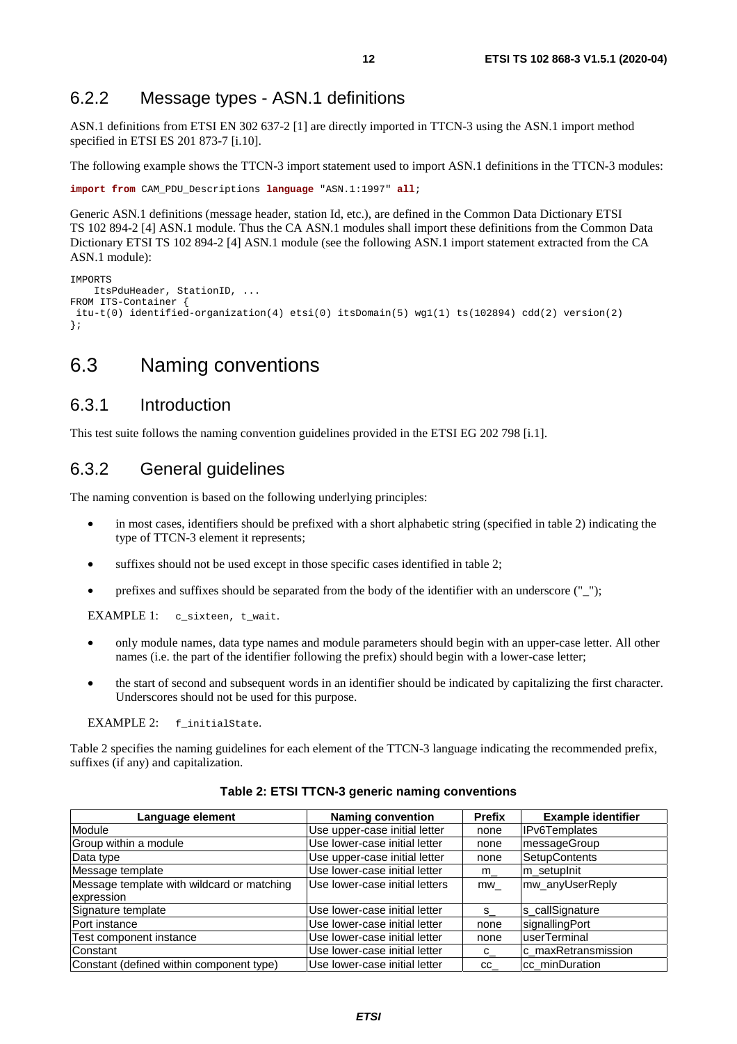### 6.2.2 Message types - ASN.1 definitions

ASN.1 definitions from ETSI EN 302 637-2 [1] are directly imported in TTCN-3 using the ASN.1 import method specified in ETSI ES 201 873-7 [i.10].

The following example shows the TTCN-3 import statement used to import ASN.1 definitions in the TTCN-3 modules:

```
import from CAM_PDU_Descriptions language "ASN.1:1997" all;
```

Generic ASN.1 definitions (message header, station Id, etc.), are defined in the Common Data Dictionary ETSI TS 102 894-2 [4] ASN.1 module. Thus the CA ASN.1 modules shall import these definitions from the Common Data Dictionary ETSI TS 102 894-2 [4] ASN.1 module (see the following ASN.1 import statement extracted from the CA ASN.1 module):

```
IMPORTS
    ItsPduHeader, StationID, ...
FROM ITS-Container {
 itu-t(0) identified-organization(4) etsi(0) itsDomain(5) wg1(1) ts(102894) cdd(2) version(2)
};
```

## 6.3 Naming conventions

### 6.3.1 Introduction

This test suite follows the naming convention guidelines provided in the ETSI EG 202 798 [i.1].

### 6.3.2 General guidelines

The naming convention is based on the following underlying principles:

- in most cases, identifiers should be prefixed with a short alphabetic string (specified in table 2) indicating the type of TTCN-3 element it represents;
- suffixes should not be used except in those specific cases identified in table 2;
- prefixes and suffixes should be separated from the body of the identifier with an underscore ("_");

EXAMPLE 1: `c_sixteen, t_wait`.

- only module names, data type names and module parameters should begin with an upper-case letter. All other names (i.e. the part of the identifier following the prefix) should begin with a lower-case letter;
- the start of second and subsequent words in an identifier should be indicated by capitalizing the first character. Underscores should not be used for this purpose.

EXAMPLE 2: `f_initialState`.

Table 2 specifies the naming guidelines for each element of the TTCN-3 language indicating the recommended prefix, suffixes (if any) and capitalization.

**Table 2: ETSI TTCN-3 generic naming conventions**

| Language element | Naming convention | Prefix | Example identifier |
|---|---|---|---|
| Module | Use upper-case initial letter | none | IPv6Templates |
| Group within a module | Use lower-case initial letter | none | messageGroup |
| Data type | Use upper-case initial letter | none | SetupContents |
| Message template | Use lower-case initial letter | m_ | m_setupInit |
| Message template with wildcard or matching expression | Use lower-case initial letters | mw_ | mw_anyUserReply |
| Signature template | Use lower-case initial letter | s_ | s_callSignature |
| Port instance | Use lower-case initial letter | none | signallingPort |
| Test component instance | Use lower-case initial letter | none | userTerminal |
| Constant | Use lower-case initial letter | c_ | c_maxRetransmission |
| Constant (defined within component type) | Use lower-case initial letter | cc_ | cc_minDuration |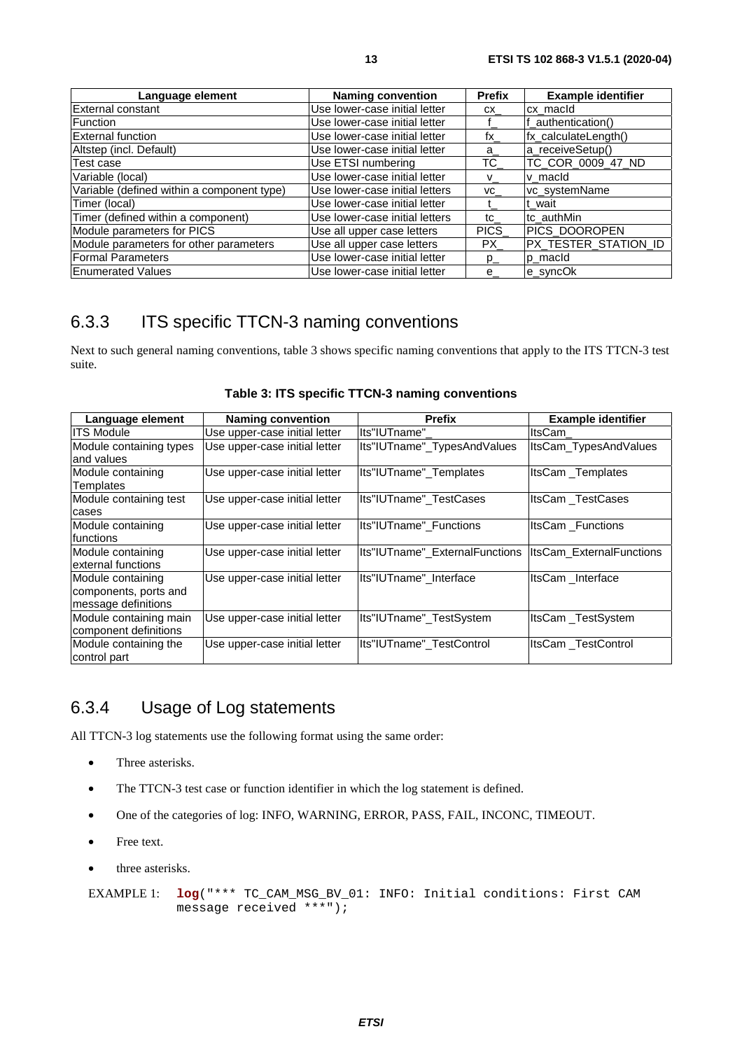| Language element | Naming convention | Prefix | Example identifier |
|---|---|---|---|
| External constant | Use lower-case initial letter | cx_ | cx_macId |
| Function | Use lower-case initial letter | f_ | f_authentication() |
| External function | Use lower-case initial letter | fx_ | fx_calculateLength() |
| Altstep (incl. Default) | Use lower-case initial letter | a_ | a_receiveSetup() |
| Test case | Use ETSI numbering | TC_ | TC_COR_0009_47_ND |
| Variable (local) | Use lower-case initial letter | v_ | v_macId |
| Variable (defined within a component type) | Use lower-case initial letters | vc_ | vc_systemName |
| Timer (local) | Use lower-case initial letter | t_ | t_wait |
| Timer (defined within a component) | Use lower-case initial letters | tc_ | tc_authMin |
| Module parameters for PICS | Use all upper case letters | PICS_ | PICS_DOOROPEN |
| Module parameters for other parameters | Use all upper case letters | PX_ | PX_TESTER_STATION_ID |
| Formal Parameters | Use lower-case initial letter | p_ | p_macId |
| Enumerated Values | Use lower-case initial letter | e_ | e_syncOk |

### 6.3.3 ITS specific TTCN-3 naming conventions

Next to such general naming conventions, table 3 shows specific naming conventions that apply to the ITS TTCN-3 test suite.

**Table 3: ITS specific TTCN-3 naming conventions**

| Language element | Naming convention | Prefix | Example identifier |
|---|---|---|---|
| ITS Module | Use upper-case initial letter | Its"IUTname"_ | ItsCam_ |
| Module containing types and values | Use upper-case initial letter | Its"IUTname"_TypesAndValues | ItsCam_TypesAndValues |
| Module containing Templates | Use upper-case initial letter | Its"IUTname"_Templates | ItsCam _Templates |
| Module containing test cases | Use upper-case initial letter | Its"IUTname"_TestCases | ItsCam _TestCases |
| Module containing functions | Use upper-case initial letter | Its"IUTname"_Functions | ItsCam _Functions |
| Module containing external functions | Use upper-case initial letter | Its"IUTname"_ExternalFunctions | ItsCam_ExternalFunctions |
| Module containing components, ports and message definitions | Use upper-case initial letter | Its"IUTname"_Interface | ItsCam _Interface |
| Module containing main component definitions | Use upper-case initial letter | Its"IUTname"_TestSystem | ItsCam _TestSystem |
| Module containing the control part | Use upper-case initial letter | Its"IUTname"_TestControl | ItsCam _TestControl |

### 6.3.4 Usage of Log statements

All TTCN-3 log statements use the following format using the same order:

- Three asterisks.
- The TTCN-3 test case or function identifier in which the log statement is defined.
- One of the categories of log: INFO, WARNING, ERROR, PASS, FAIL, INCONC, TIMEOUT.
- Free text.
- three asterisks.

EXAMPLE 1:
```
log("*** TC_CAM_MSG_BV_01: INFO: Initial conditions: First CAM
message received ***");
```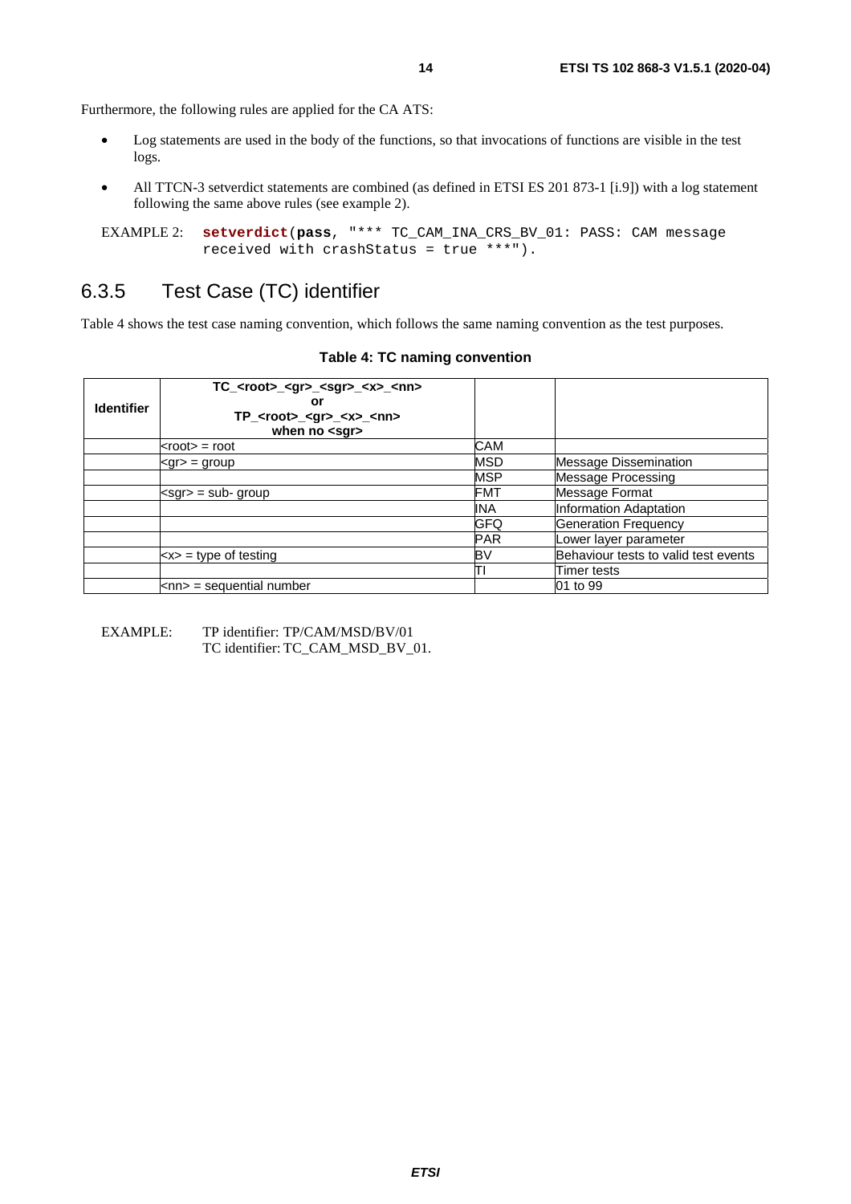Furthermore, the following rules are applied for the CA ATS:

- Log statements are used in the body of the functions, so that invocations of functions are visible in the test logs.
- All TTCN-3 setverdict statements are combined (as defined in ETSI ES 201 873-1 [i.9]) with a log statement following the same above rules (see example 2).

EXAMPLE 2:
```
setverdict(pass, "*** TC_CAM_INA_CRS_BV_01: PASS: CAM message
received with crashStatus = true ***").
```

### 6.3.5 Test Case (TC) identifier

Table 4 shows the test case naming convention, which follows the same naming convention as the test purposes.

**Table 4: TC naming convention**

| **Identifier** | **TC_<root>_<gr>_<sgr>_<x>_<nn> or TP_<root>_<gr>_<x>_<nn> when no <sgr>** | | |
|---|---|---|---|
| | <root> = root | CAM | |
| | <gr> = group | MSD | Message Dissemination |
| | | MSP | Message Processing |
| | <sgr> = sub- group | FMT | Message Format |
| | | INA | Information Adaptation |
| | | GFQ | Generation Frequency |
| | | PAR | Lower layer parameter |
| | <x> = type of testing | BV | Behaviour tests to valid test events |
| | | TI | Timer tests |
| | <nn> = sequential number | | 01 to 99 |

EXAMPLE: TP identifier: TP/CAM/MSD/BV/01
TC identifier: TC_CAM_MSD_BV_01.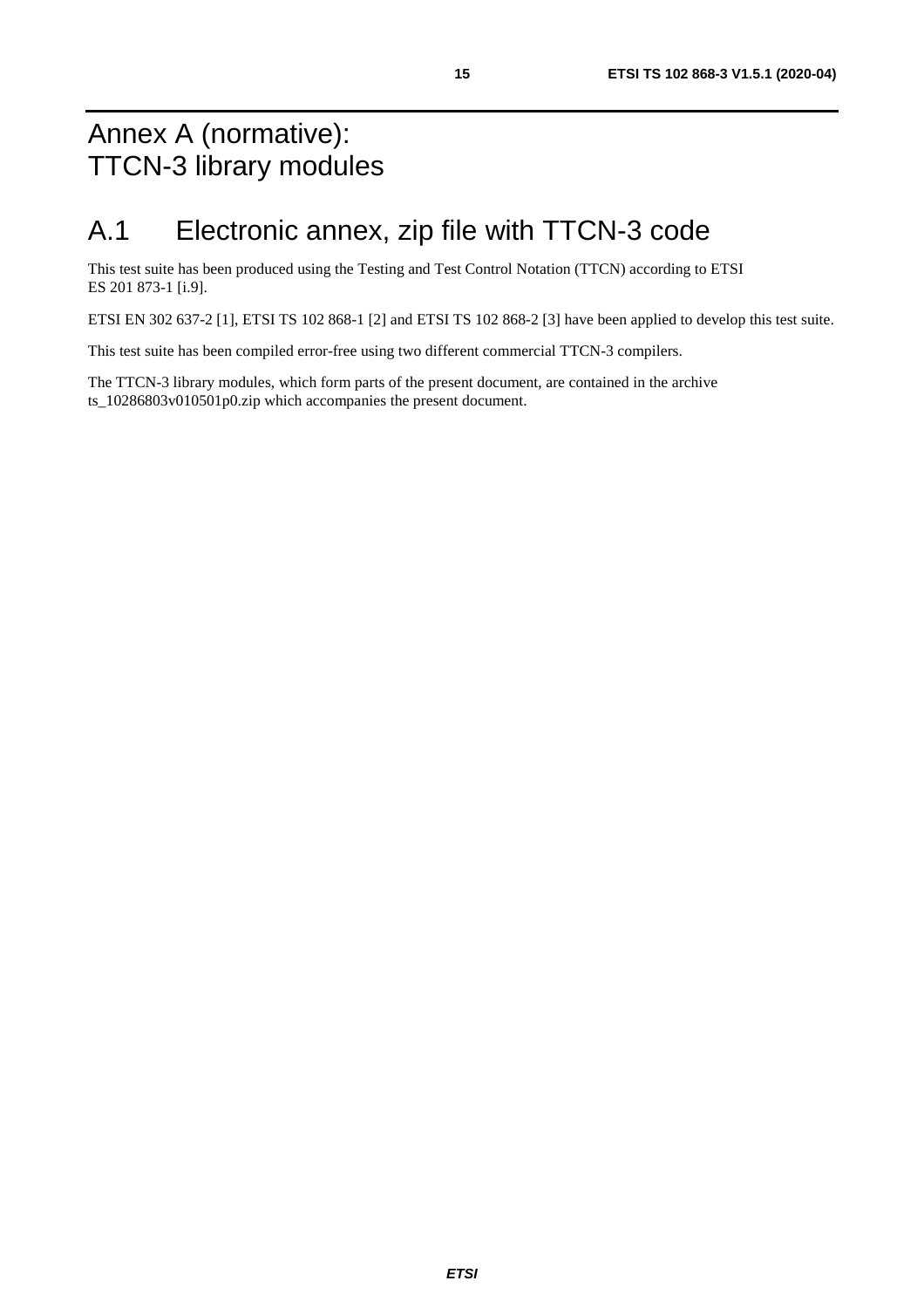# Annex A (normative): TTCN-3 library modules

## A.1 Electronic annex, zip file with TTCN-3 code

This test suite has been produced using the Testing and Test Control Notation (TTCN) according to ETSI ES 201 873-1 [i.9].

ETSI EN 302 637-2 [1], ETSI TS 102 868-1 [2] and ETSI TS 102 868-2 [3] have been applied to develop this test suite.

This test suite has been compiled error-free using two different commercial TTCN-3 compilers.

The TTCN-3 library modules, which form parts of the present document, are contained in the archive ts_10286803v010501p0.zip which accompanies the present document.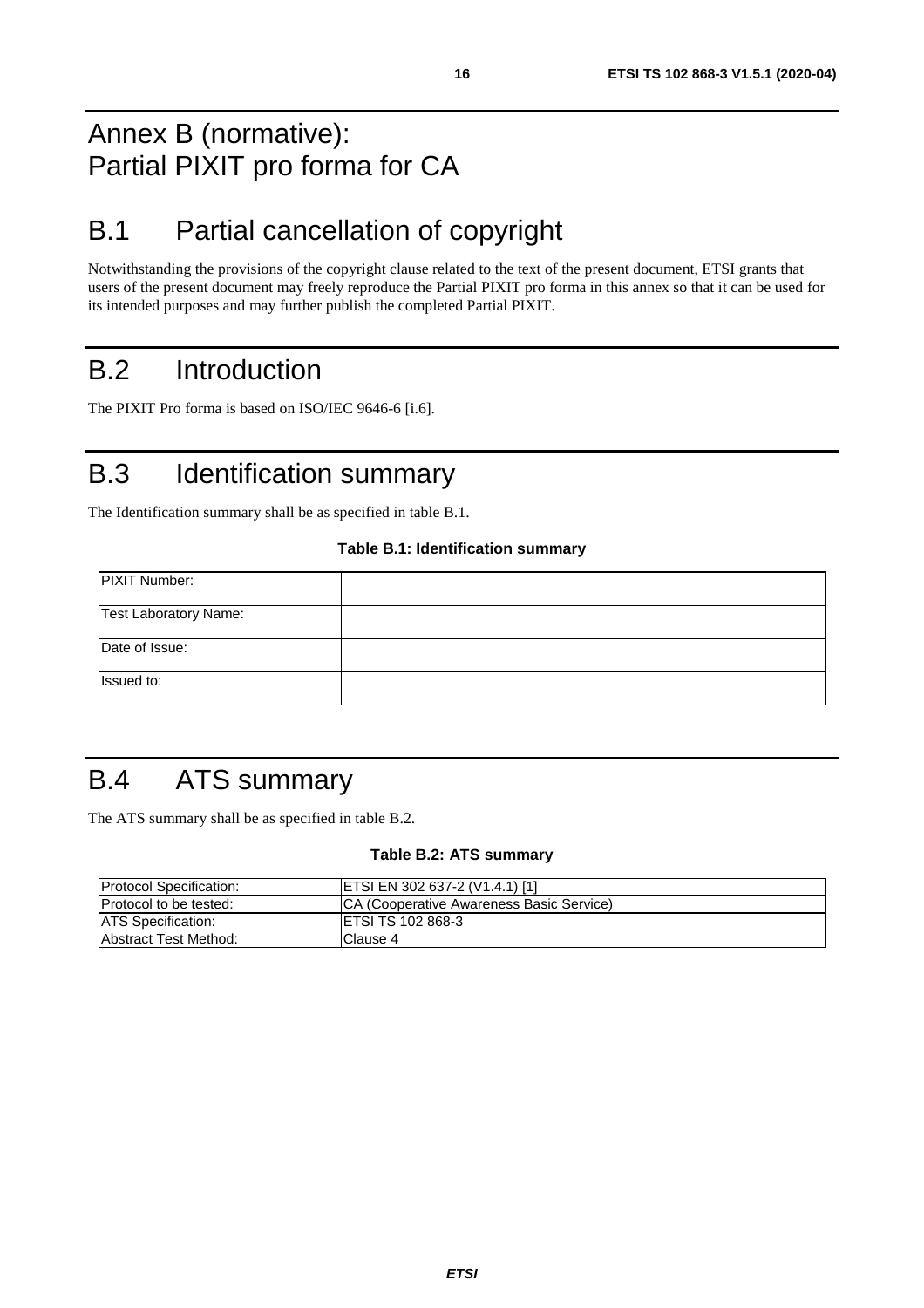# Annex B (normative): Partial PIXIT pro forma for CA

## B.1 Partial cancellation of copyright

Notwithstanding the provisions of the copyright clause related to the text of the present document, ETSI grants that users of the present document may freely reproduce the Partial PIXIT pro forma in this annex so that it can be used for its intended purposes and may further publish the completed Partial PIXIT.

## B.2 Introduction

The PIXIT Pro forma is based on ISO/IEC 9646-6 [i.6].

## B.3 Identification summary

The Identification summary shall be as specified in table B.1.

**Table B.1: Identification summary**

| | |
|---|---|
| PIXIT Number: | |
| Test Laboratory Name: | |
| Date of Issue: | |
| Issued to: | |

## B.4 ATS summary

The ATS summary shall be as specified in table B.2.

**Table B.2: ATS summary**

| | |
|---|---|
| Protocol Specification: | ETSI EN 302 637-2 (V1.4.1) [1] |
| Protocol to be tested: | CA (Cooperative Awareness Basic Service) |
| ATS Specification: | ETSI TS 102 868-3 |
| Abstract Test Method: | Clause 4 |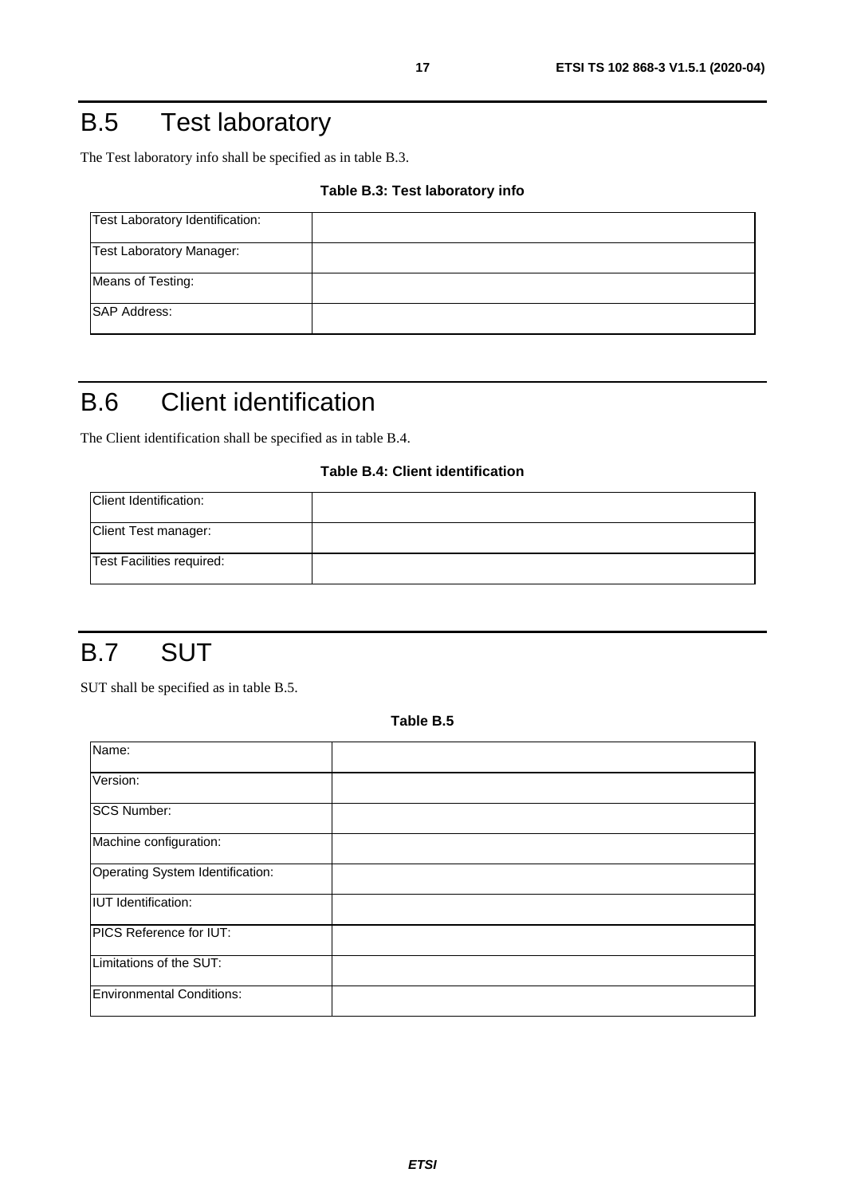# B.5 Test laboratory

The Test laboratory info shall be specified as in table B.3.

**Table B.3: Test laboratory info**

| | |
|---|---|
| Test Laboratory Identification: | |
| Test Laboratory Manager: | |
| Means of Testing: | |
| SAP Address: | |

# B.6 Client identification

The Client identification shall be specified as in table B.4.

**Table B.4: Client identification**

| | |
|---|---|
| Client Identification: | |
| Client Test manager: | |
| Test Facilities required: | |

# B.7 SUT

SUT shall be specified as in table B.5.

**Table B.5**

| | |
|---|---|
| Name: | |
| Version: | |
| SCS Number: | |
| Machine configuration: | |
| Operating System Identification: | |
| IUT Identification: | |
| PICS Reference for IUT: | |
| Limitations of the SUT: | |
| Environmental Conditions: | |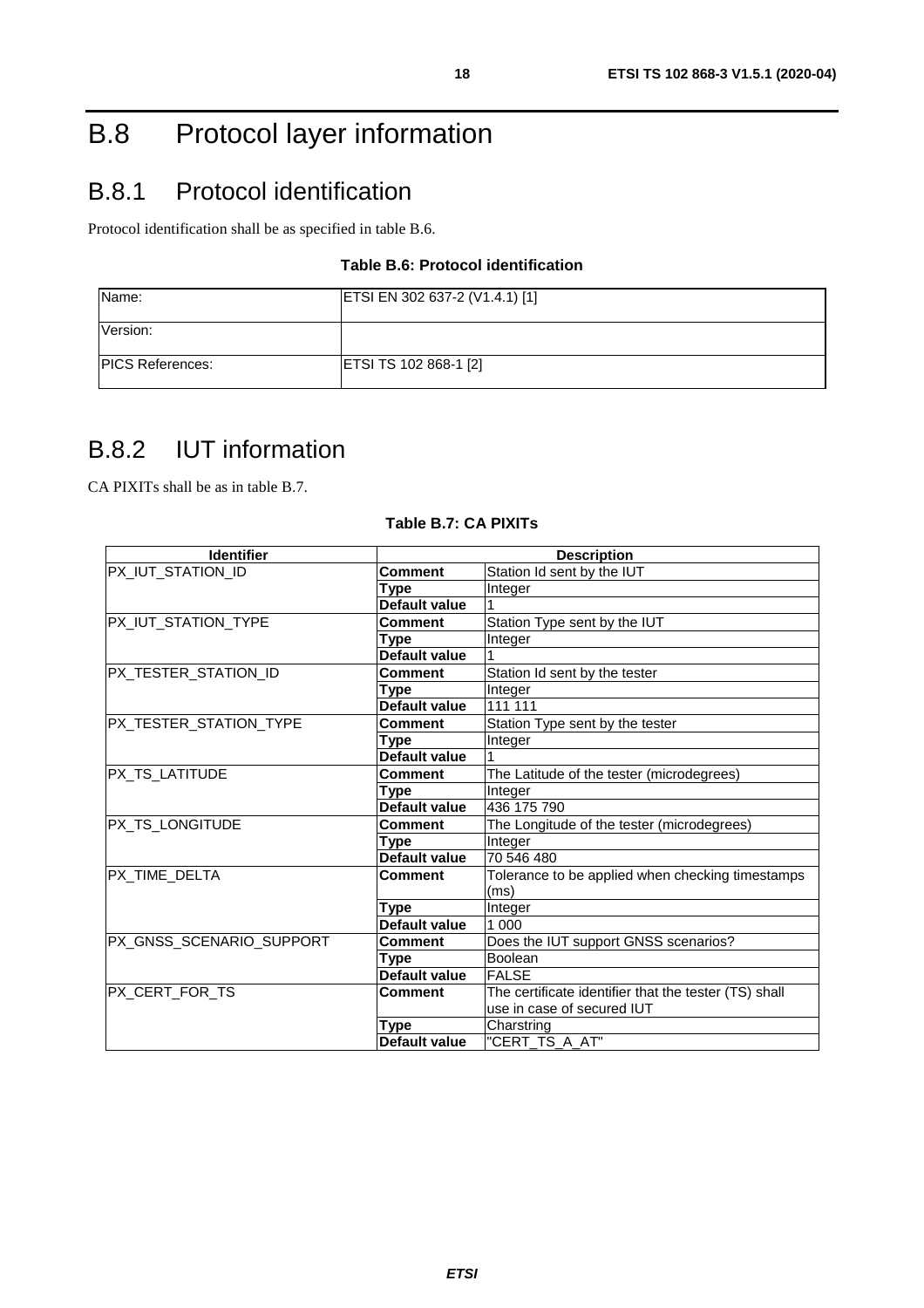# B.8 Protocol layer information

## B.8.1 Protocol identification

Protocol identification shall be as specified in table B.6.

**Table B.6: Protocol identification**

| | |
|---|---|
| Name: | ETSI EN 302 637-2 (V1.4.1) [1] |
| Version: | |
| PICS References: | ETSI TS 102 868-1 [2] |

## B.8.2 IUT information

CA PIXITs shall be as in table B.7.

**Table B.7: CA PIXITs**

| Identifier | Description | |
|---|---|---|
| PX_IUT_STATION_ID | **Comment** | Station Id sent by the IUT |
| | **Type** | Integer |
| | **Default value** | 1 |
| PX_IUT_STATION_TYPE | **Comment** | Station Type sent by the IUT |
| | **Type** | Integer |
| | **Default value** | 1 |
| PX_TESTER_STATION_ID | **Comment** | Station Id sent by the tester |
| | **Type** | Integer |
| | **Default value** | 111 111 |
| PX_TESTER_STATION_TYPE | **Comment** | Station Type sent by the tester |
| | **Type** | Integer |
| | **Default value** | 1 |
| PX_TS_LATITUDE | **Comment** | The Latitude of the tester (microdegrees) |
| | **Type** | Integer |
| | **Default value** | 436 175 790 |
| PX_TS_LONGITUDE | **Comment** | The Longitude of the tester (microdegrees) |
| | **Type** | Integer |
| | **Default value** | 70 546 480 |
| PX_TIME_DELTA | **Comment** | Tolerance to be applied when checking timestamps (ms) |
| | **Type** | Integer |
| | **Default value** | 1 000 |
| PX_GNSS_SCENARIO_SUPPORT | **Comment** | Does the IUT support GNSS scenarios? |
| | **Type** | Boolean |
| | **Default value** | FALSE |
| PX_CERT_FOR_TS | **Comment** | The certificate identifier that the tester (TS) shall use in case of secured IUT |
| | **Type** | Charstring |
| | **Default value** | "CERT_TS_A_AT" |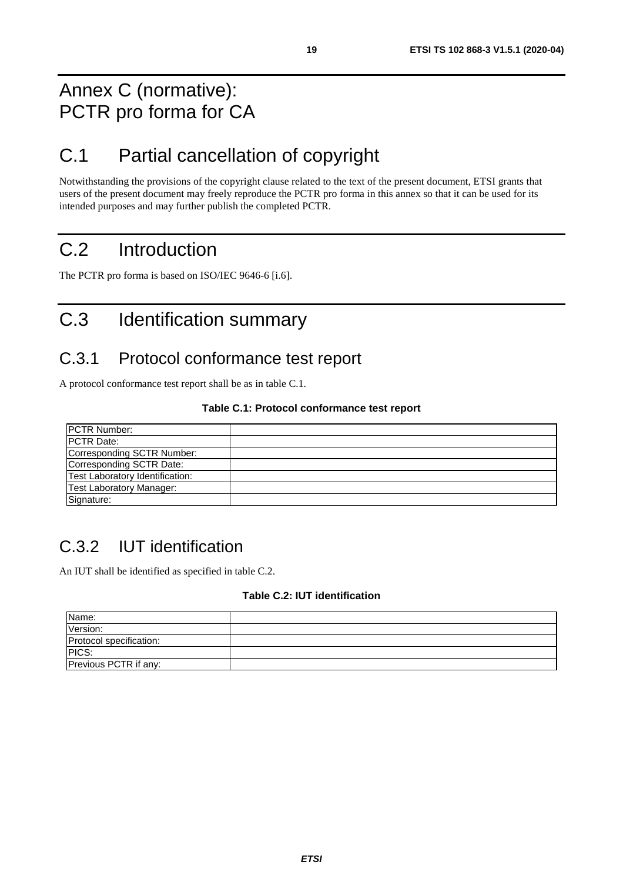# Annex C (normative): PCTR pro forma for CA

## C.1 Partial cancellation of copyright

Notwithstanding the provisions of the copyright clause related to the text of the present document, ETSI grants that users of the present document may freely reproduce the PCTR pro forma in this annex so that it can be used for its intended purposes and may further publish the completed PCTR.

## C.2 Introduction

The PCTR pro forma is based on ISO/IEC 9646-6 [i.6].

## C.3 Identification summary

### C.3.1 Protocol conformance test report

A protocol conformance test report shall be as in table C.1.

**Table C.1: Protocol conformance test report**

| | |
|---|---|
| PCTR Number: | |
| PCTR Date: | |
| Corresponding SCTR Number: | |
| Corresponding SCTR Date: | |
| Test Laboratory Identification: | |
| Test Laboratory Manager: | |
| Signature: | |

### C.3.2 IUT identification

An IUT shall be identified as specified in table C.2.

**Table C.2: IUT identification**

| | |
|---|---|
| Name: | |
| Version: | |
| Protocol specification: | |
| PICS: | |
| Previous PCTR if any: | |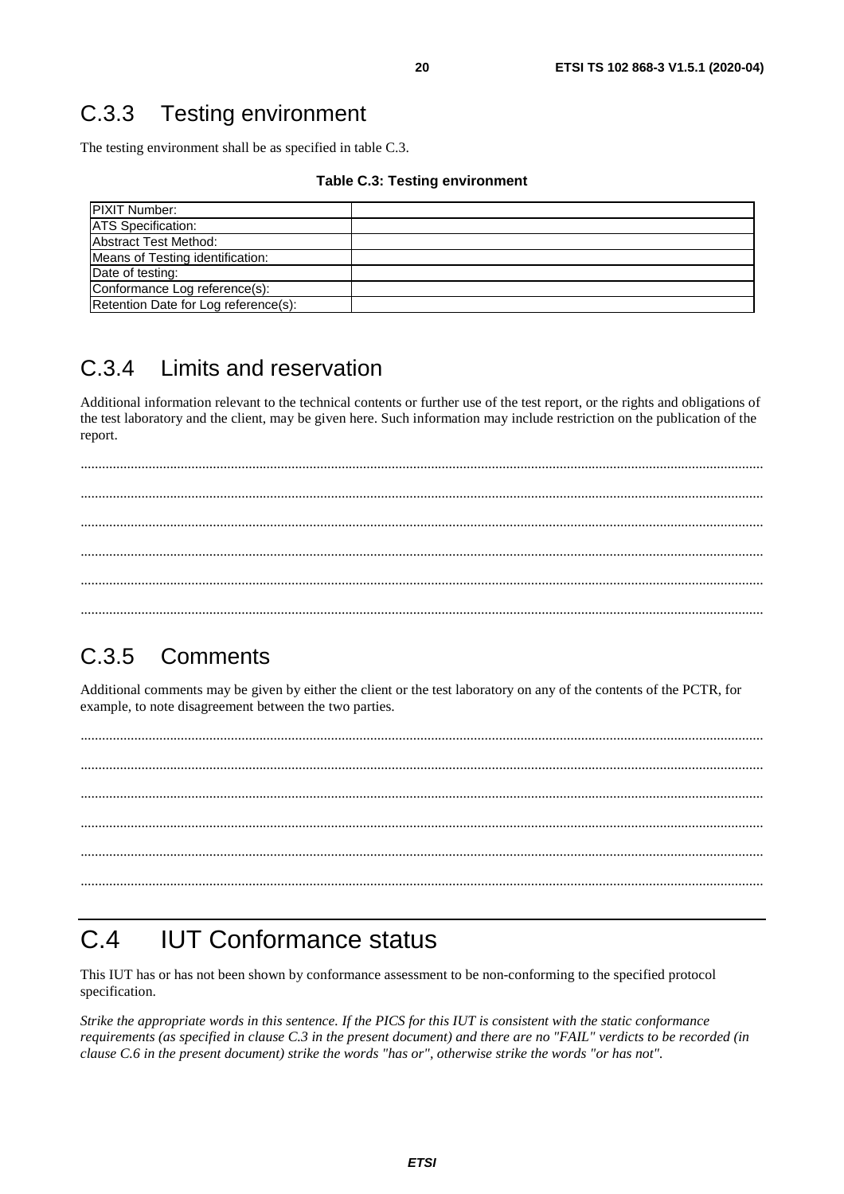### C.3.3 Testing environment

The testing environment shall be as specified in table C.3.

**Table C.3: Testing environment**

| | |
|---|---|
| PIXIT Number: | |
| ATS Specification: | |
| Abstract Test Method: | |
| Means of Testing identification: | |
| Date of testing: | |
| Conformance Log reference(s): | |
| Retention Date for Log reference(s): | |

### C.3.4 Limits and reservation

Additional information relevant to the technical contents or further use of the test report, or the rights and obligations of the test laboratory and the client, may be given here. Such information may include restriction on the publication of the report.

............................................................................................................................................................................................

............................................................................................................................................................................................

............................................................................................................................................................................................

............................................................................................................................................................................................

............................................................................................................................................................................................

............................................................................................................................................................................................

### C.3.5 Comments

Additional comments may be given by either the client or the test laboratory on any of the contents of the PCTR, for example, to note disagreement between the two parties.

............................................................................................................................................................................................

............................................................................................................................................................................................

............................................................................................................................................................................................

............................................................................................................................................................................................

............................................................................................................................................................................................

............................................................................................................................................................................................

## C.4 IUT Conformance status

This IUT has or has not been shown by conformance assessment to be non-conforming to the specified protocol specification.

*Strike the appropriate words in this sentence. If the PICS for this IUT is consistent with the static conformance requirements (as specified in clause C.3 in the present document) and there are no "FAIL" verdicts to be recorded (in clause C.6 in the present document) strike the words "has or", otherwise strike the words "or has not".*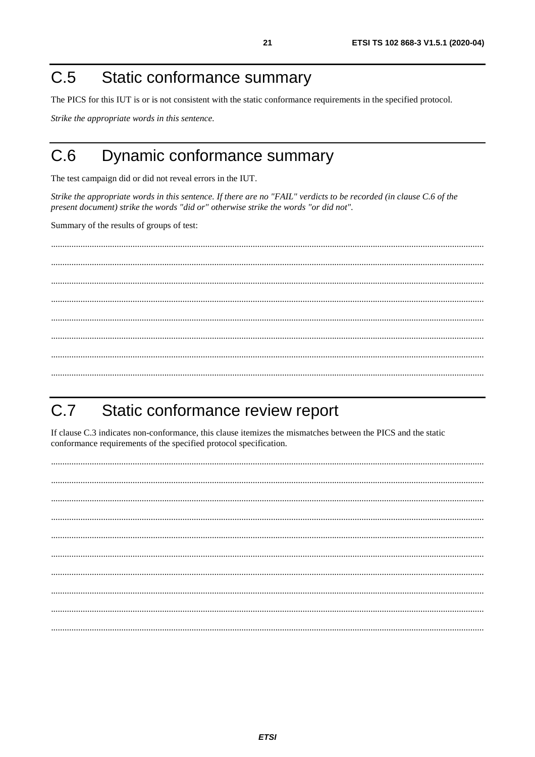# C.5 Static conformance summary

The PICS for this IUT is or is not consistent with the static conformance requirements in the specified protocol.

*Strike the appropriate words in this sentence.*

# C.6 Dynamic conformance summary

The test campaign did or did not reveal errors in the IUT.

*Strike the appropriate words in this sentence. If there are no "FAIL" verdicts to be recorded (in clause C.6 of the present document) strike the words "did or" otherwise strike the words "or did not".*

Summary of the results of groups of test:

.............................................................................................................................................................................................

.............................................................................................................................................................................................

.............................................................................................................................................................................................

.............................................................................................................................................................................................

.............................................................................................................................................................................................

.............................................................................................................................................................................................

.............................................................................................................................................................................................

.............................................................................................................................................................................................

# C.7 Static conformance review report

If clause C.3 indicates non-conformance, this clause itemizes the mismatches between the PICS and the static conformance requirements of the specified protocol specification.

.............................................................................................................................................................................................

.............................................................................................................................................................................................

.............................................................................................................................................................................................

.............................................................................................................................................................................................

.............................................................................................................................................................................................

.............................................................................................................................................................................................

.............................................................................................................................................................................................

.............................................................................................................................................................................................

.............................................................................................................................................................................................

.............................................................................................................................................................................................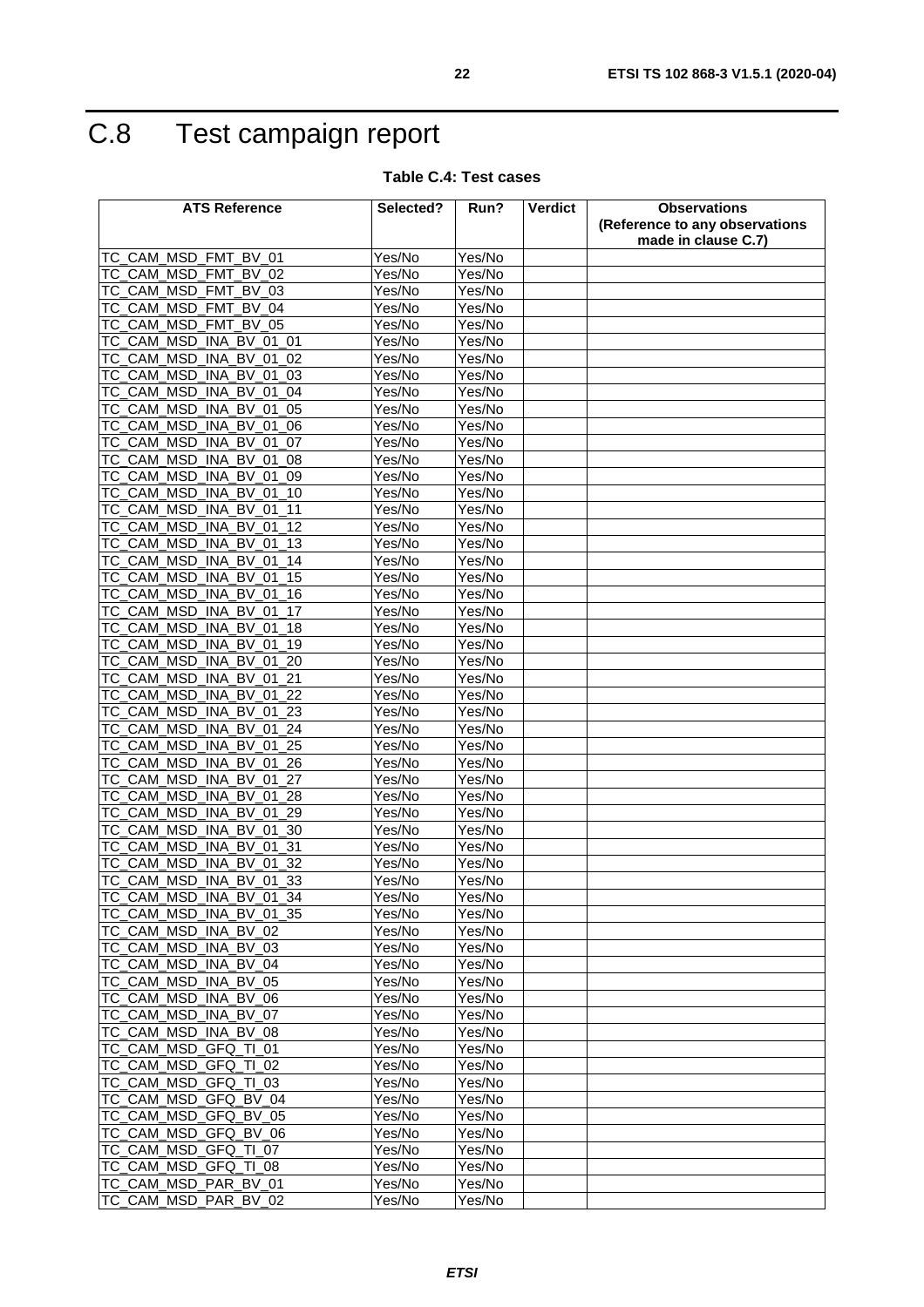# C.8 Test campaign report

**Table C.4: Test cases**

| ATS Reference | Selected? | Run? | Verdict | Observations (Reference to any observations made in clause C.7) |
|---|---|---|---|---|
| TC_CAM_MSD_FMT_BV_01 | Yes/No | Yes/No | | |
| TC_CAM_MSD_FMT_BV_02 | Yes/No | Yes/No | | |
| TC_CAM_MSD_FMT_BV_03 | Yes/No | Yes/No | | |
| TC_CAM_MSD_FMT_BV_04 | Yes/No | Yes/No | | |
| TC_CAM_MSD_FMT_BV_05 | Yes/No | Yes/No | | |
| TC_CAM_MSD_INA_BV_01_01 | Yes/No | Yes/No | | |
| TC_CAM_MSD_INA_BV_01_02 | Yes/No | Yes/No | | |
| TC_CAM_MSD_INA_BV_01_03 | Yes/No | Yes/No | | |
| TC_CAM_MSD_INA_BV_01_04 | Yes/No | Yes/No | | |
| TC_CAM_MSD_INA_BV_01_05 | Yes/No | Yes/No | | |
| TC_CAM_MSD_INA_BV_01_06 | Yes/No | Yes/No | | |
| TC_CAM_MSD_INA_BV_01_07 | Yes/No | Yes/No | | |
| TC_CAM_MSD_INA_BV_01_08 | Yes/No | Yes/No | | |
| TC_CAM_MSD_INA_BV_01_09 | Yes/No | Yes/No | | |
| TC_CAM_MSD_INA_BV_01_10 | Yes/No | Yes/No | | |
| TC_CAM_MSD_INA_BV_01_11 | Yes/No | Yes/No | | |
| TC_CAM_MSD_INA_BV_01_12 | Yes/No | Yes/No | | |
| TC_CAM_MSD_INA_BV_01_13 | Yes/No | Yes/No | | |
| TC_CAM_MSD_INA_BV_01_14 | Yes/No | Yes/No | | |
| TC_CAM_MSD_INA_BV_01_15 | Yes/No | Yes/No | | |
| TC_CAM_MSD_INA_BV_01_16 | Yes/No | Yes/No | | |
| TC_CAM_MSD_INA_BV_01_17 | Yes/No | Yes/No | | |
| TC_CAM_MSD_INA_BV_01_18 | Yes/No | Yes/No | | |
| TC_CAM_MSD_INA_BV_01_19 | Yes/No | Yes/No | | |
| TC_CAM_MSD_INA_BV_01_20 | Yes/No | Yes/No | | |
| TC_CAM_MSD_INA_BV_01_21 | Yes/No | Yes/No | | |
| TC_CAM_MSD_INA_BV_01_22 | Yes/No | Yes/No | | |
| TC_CAM_MSD_INA_BV_01_23 | Yes/No | Yes/No | | |
| TC_CAM_MSD_INA_BV_01_24 | Yes/No | Yes/No | | |
| TC_CAM_MSD_INA_BV_01_25 | Yes/No | Yes/No | | |
| TC_CAM_MSD_INA_BV_01_26 | Yes/No | Yes/No | | |
| TC_CAM_MSD_INA_BV_01_27 | Yes/No | Yes/No | | |
| TC_CAM_MSD_INA_BV_01_28 | Yes/No | Yes/No | | |
| TC_CAM_MSD_INA_BV_01_29 | Yes/No | Yes/No | | |
| TC_CAM_MSD_INA_BV_01_30 | Yes/No | Yes/No | | |
| TC_CAM_MSD_INA_BV_01_31 | Yes/No | Yes/No | | |
| TC_CAM_MSD_INA_BV_01_32 | Yes/No | Yes/No | | |
| TC_CAM_MSD_INA_BV_01_33 | Yes/No | Yes/No | | |
| TC_CAM_MSD_INA_BV_01_34 | Yes/No | Yes/No | | |
| TC_CAM_MSD_INA_BV_01_35 | Yes/No | Yes/No | | |
| TC_CAM_MSD_INA_BV_02 | Yes/No | Yes/No | | |
| TC_CAM_MSD_INA_BV_03 | Yes/No | Yes/No | | |
| TC_CAM_MSD_INA_BV_04 | Yes/No | Yes/No | | |
| TC_CAM_MSD_INA_BV_05 | Yes/No | Yes/No | | |
| TC_CAM_MSD_INA_BV_06 | Yes/No | Yes/No | | |
| TC_CAM_MSD_INA_BV_07 | Yes/No | Yes/No | | |
| TC_CAM_MSD_INA_BV_08 | Yes/No | Yes/No | | |
| TC_CAM_MSD_GFQ_TI_01 | Yes/No | Yes/No | | |
| TC_CAM_MSD_GFQ_TI_02 | Yes/No | Yes/No | | |
| TC_CAM_MSD_GFQ_TI_03 | Yes/No | Yes/No | | |
| TC_CAM_MSD_GFQ_BV_04 | Yes/No | Yes/No | | |
| TC_CAM_MSD_GFQ_BV_05 | Yes/No | Yes/No | | |
| TC_CAM_MSD_GFQ_BV_06 | Yes/No | Yes/No | | |
| TC_CAM_MSD_GFQ_TI_07 | Yes/No | Yes/No | | |
| TC_CAM_MSD_GFQ_TI_08 | Yes/No | Yes/No | | |
| TC_CAM_MSD_PAR_BV_01 | Yes/No | Yes/No | | |
| TC_CAM_MSD_PAR_BV_02 | Yes/No | Yes/No | | |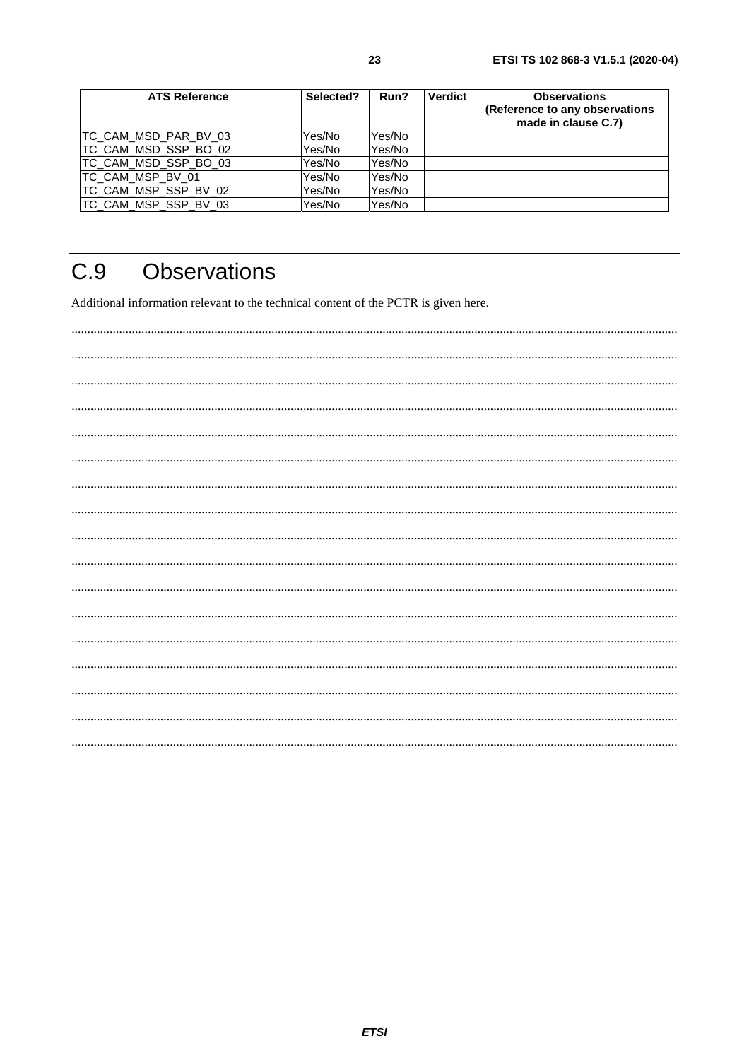| ATS Reference | Selected? | Run? | Verdict | Observations (Reference to any observations made in clause C.7) |
|---|---|---|---|---|
| TC_CAM_MSD_PAR_BV_03 | Yes/No | Yes/No | | |
| TC_CAM_MSD_SSP_BO_02 | Yes/No | Yes/No | | |
| TC_CAM_MSD_SSP_BO_03 | Yes/No | Yes/No | | |
| TC_CAM_MSP_BV_01 | Yes/No | Yes/No | | |
| TC_CAM_MSP_SSP_BV_02 | Yes/No | Yes/No | | |
| TC_CAM_MSP_SSP_BV_03 | Yes/No | Yes/No | | |

# C.9 Observations

Additional information relevant to the technical content of the PCTR is given here.

...........................................................................................................................................................................

...........................................................................................................................................................................

...........................................................................................................................................................................

...........................................................................................................................................................................

...........................................................................................................................................................................

...........................................................................................................................................................................

...........................................................................................................................................................................

...........................................................................................................................................................................

...........................................................................................................................................................................

...........................................................................................................................................................................

...........................................................................................................................................................................

...........................................................................................................................................................................

...........................................................................................................................................................................

...........................................................................................................................................................................

...........................................................................................................................................................................

...........................................................................................................................................................................

...........................................................................................................................................................................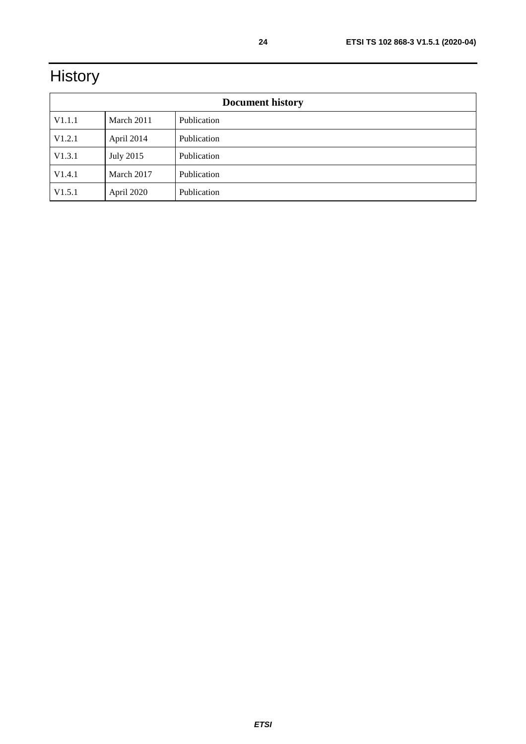# History

| Document history | | |
|---|---|---|
| V1.1.1 | March 2011 | Publication |
| V1.2.1 | April 2014 | Publication |
| V1.3.1 | July 2015 | Publication |
| V1.4.1 | March 2017 | Publication |
| V1.5.1 | April 2020 | Publication |